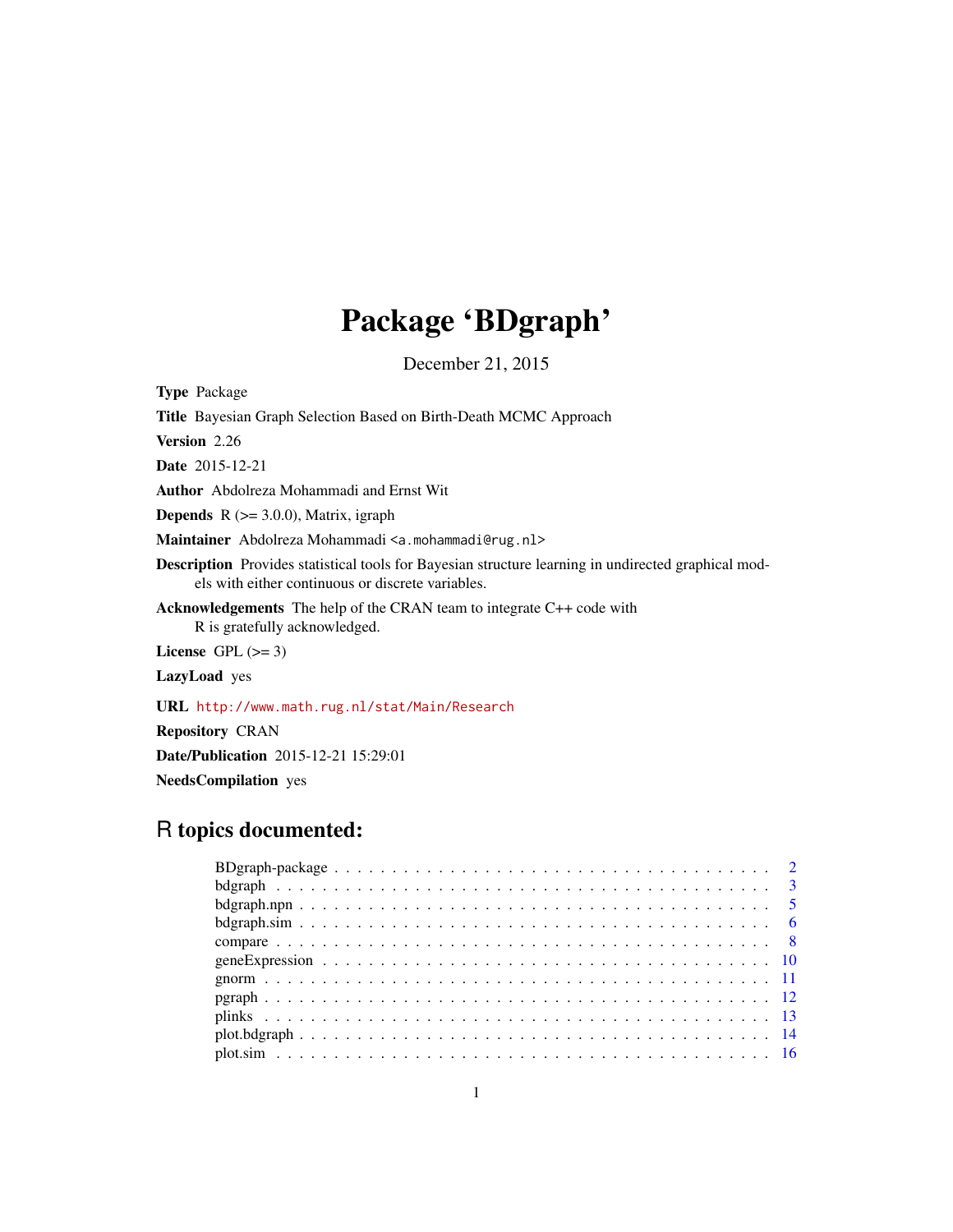# Package 'BDgraph'

December 21, 2015

**Type** Package

**Title** Bayesian Graph Selection Based on Birth-Death MCMC Approach

**Version** 2.26

**Date** 2015-12-21

**Author** Abdolreza Mohammadi and Ernst Wit

**Depends** R (>= 3.0.0), Matrix, igraph

**Maintainer** Abdolreza Mohammadi <a.mohammadi@rug.nl>

**Description** Provides statistical tools for Bayesian structure learning in undirected graphical models with either continuous or discrete variables.

**Acknowledgements** The help of the CRAN team to integrate C++ code with R is gratefully acknowledged.

**License** GPL (>= 3)

**LazyLoad** yes

**URL** http://www.math.rug.nl/stat/Main/Research

**Repository** CRAN

**Date/Publication** 2015-12-21 15:29:01

**NeedsCompilation** yes

## R topics documented:

| | |
|---|---|
| BDgraph-package | 2 |
| bdgraph | 3 |
| bdgraph.npn | 5 |
| bdgraph.sim | 6 |
| compare | 8 |
| geneExpression | 10 |
| gnorm | 11 |
| pgraph | 12 |
| plinks | 13 |
| plot.bdgraph | 14 |
| plot.sim | 16 |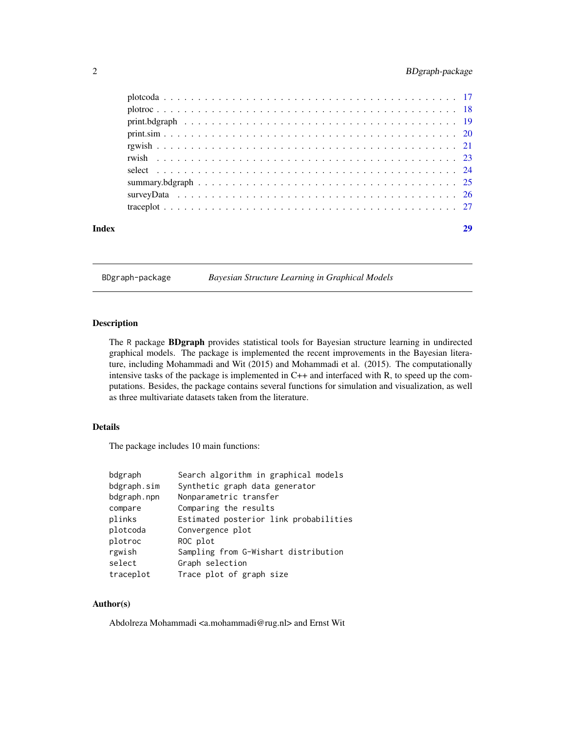| | |
|---|---|
| plotcoda | 17 |
| plotroc | 18 |
| print.bdgraph | 19 |
| print.sim | 20 |
| rgwish | 21 |
| rwish | 23 |
| select | 24 |
| summary.bdgraph | 25 |
| surveyData | 26 |
| traceplot | 27 |

**Index** **29**

---

BDgraph-package *Bayesian Structure Learning in Graphical Models*

---

## Description

The R package **BDgraph** provides statistical tools for Bayesian structure learning in undirected graphical models. The package is implemented the recent improvements in the Bayesian literature, including Mohammadi and Wit (2015) and Mohammadi et al. (2015). The computationally intensive tasks of the package is implemented in C++ and interfaced with R, to speed up the computations. Besides, the package contains several functions for simulation and visualization, as well as three multivariate datasets taken from the literature.

## Details

The package includes 10 main functions:

```
bdgraph        Search algorithm in graphical models
bdgraph.sim    Synthetic graph data generator
bdgraph.npn    Nonparametric transfer
compare        Comparing the results
plinks         Estimated posterior link probabilities
plotcoda       Convergence plot
plotroc        ROC plot
rgwish         Sampling from G-Wishart distribution
select         Graph selection
traceplot      Trace plot of graph size
```

## Author(s)

Abdolreza Mohammadi <a.mohammadi@rug.nl> and Ernst Wit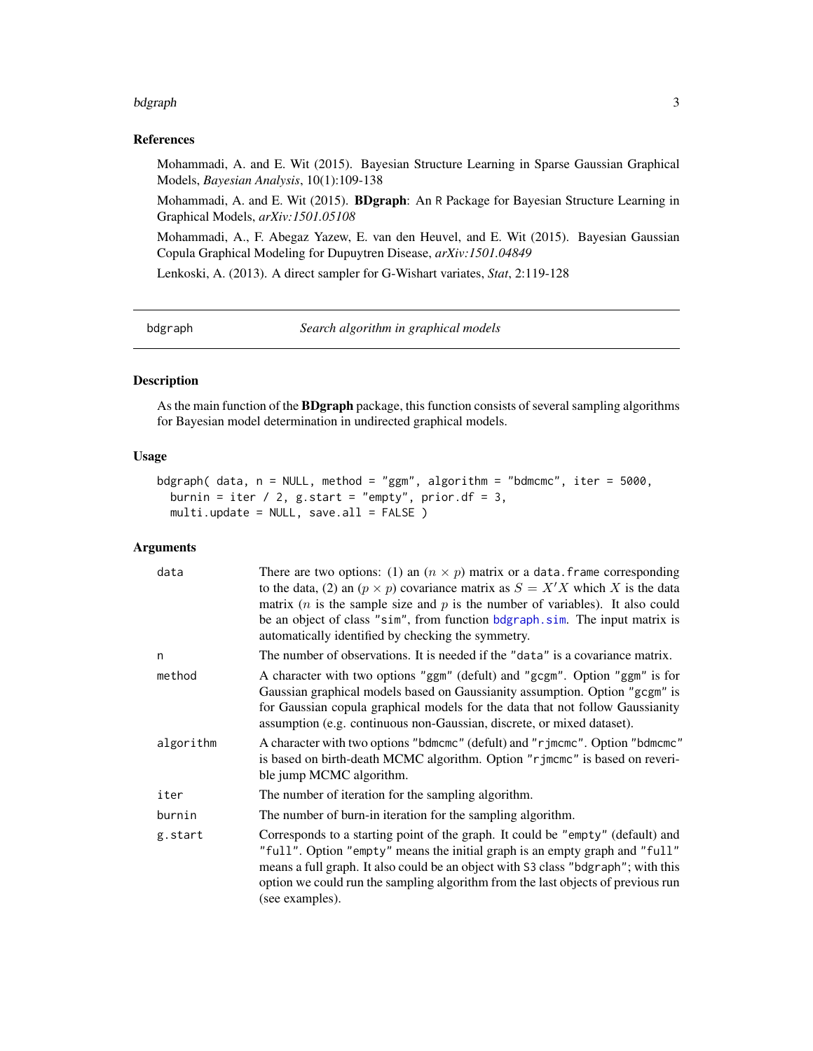### References

Mohammadi, A. and E. Wit (2015). Bayesian Structure Learning in Sparse Gaussian Graphical Models, *Bayesian Analysis*, 10(1):109-138

Mohammadi, A. and E. Wit (2015). **BDgraph**: An R Package for Bayesian Structure Learning in Graphical Models, *arXiv:1501.05108*

Mohammadi, A., F. Abegaz Yazew, E. van den Heuvel, and E. Wit (2015). Bayesian Gaussian Copula Graphical Modeling for Dupuytren Disease, *arXiv:1501.04849*

Lenkoski, A. (2013). A direct sampler for G-Wishart variates, *Stat*, 2:119-128

---

## bdgraph — *Search algorithm in graphical models*

### Description

As the main function of the **BDgraph** package, this function consists of several sampling algorithms for Bayesian model determination in undirected graphical models.

### Usage

```
bdgraph( data, n = NULL, method = "ggm", algorithm = "bdmcmc", iter = 5000,
  burnin = iter / 2, g.start = "empty", prior.df = 3,
  multi.update = NULL, save.all = FALSE )
```

### Arguments

| | |
|---|---|
| data | There are two options: (1) an $(n \times p)$ matrix or a `data.frame` corresponding to the data, (2) an $(p \times p)$ covariance matrix as $S = X'X$ which $X$ is the data matrix ($n$ is the sample size and $p$ is the number of variables). It also could be an object of class "sim", from function `bdgraph.sim`. The input matrix is automatically identified by checking the symmetry. |
| n | The number of observations. It is needed if the "data" is a covariance matrix. |
| method | A character with two options "ggm" (defult) and "gcgm". Option "ggm" is for Gaussian graphical models based on Gaussianity assumption. Option "gcgm" is for Gaussian copula graphical models for the data that not follow Gaussianity assumption (e.g. continuous non-Gaussian, discrete, or mixed dataset). |
| algorithm | A character with two options "bdmcmc" (defult) and "rjmcmc". Option "bdmcmc" is based on birth-death MCMC algorithm. Option "rjmcmc" is based on reverible jump MCMC algorithm. |
| iter | The number of iteration for the sampling algorithm. |
| burnin | The number of burn-in iteration for the sampling algorithm. |
| g.start | Corresponds to a starting point of the graph. It could be "empty" (default) and "full". Option "empty" means the initial graph is an empty graph and "full" means a full graph. It also could be an object with S3 class "bdgraph"; with this option we could run the sampling algorithm from the last objects of previous run (see examples). |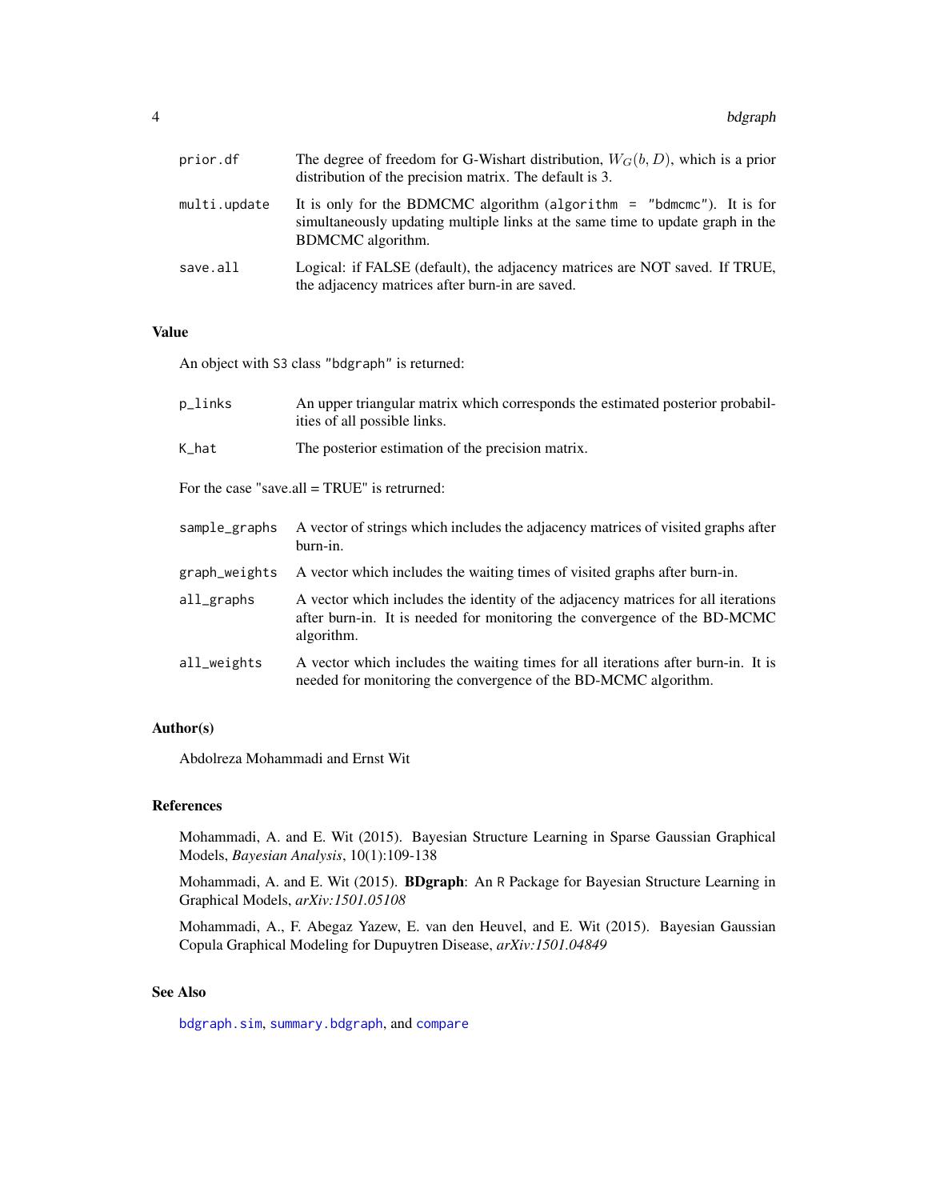| | |
|---|---|
| prior.df | The degree of freedom for G-Wishart distribution, $W_G(b, D)$, which is a prior distribution of the precision matrix. The default is 3. |
| multi.update | It is only for the BDMCMC algorithm (algorithm = "bdmcmc"). It is for simultaneously updating multiple links at the same time to update graph in the BDMCMC algorithm. |
| save.all | Logical: if FALSE (default), the adjacency matrices are NOT saved. If TRUE, the adjacency matrices after burn-in are saved. |

## Value

An object with S3 class "bdgraph" is returned:

| | |
|---|---|
| p_links | An upper triangular matrix which corresponds the estimated posterior probabilities of all possible links. |
| K_hat | The posterior estimation of the precision matrix. |

For the case "save.all = TRUE" is retrurned:

| | |
|---|---|
| sample_graphs | A vector of strings which includes the adjacency matrices of visited graphs after burn-in. |
| graph_weights | A vector which includes the waiting times of visited graphs after burn-in. |
| all_graphs | A vector which includes the identity of the adjacency matrices for all iterations after burn-in. It is needed for monitoring the convergence of the BD-MCMC algorithm. |
| all_weights | A vector which includes the waiting times for all iterations after burn-in. It is needed for monitoring the convergence of the BD-MCMC algorithm. |

## Author(s)

Abdolreza Mohammadi and Ernst Wit

## References

Mohammadi, A. and E. Wit (2015). Bayesian Structure Learning in Sparse Gaussian Graphical Models, *Bayesian Analysis*, 10(1):109-138

Mohammadi, A. and E. Wit (2015). **BDgraph**: An R Package for Bayesian Structure Learning in Graphical Models, *arXiv:1501.05108*

Mohammadi, A., F. Abegaz Yazew, E. van den Heuvel, and E. Wit (2015). Bayesian Gaussian Copula Graphical Modeling for Dupuytren Disease, *arXiv:1501.04849*

## See Also

bdgraph.sim, summary.bdgraph, and compare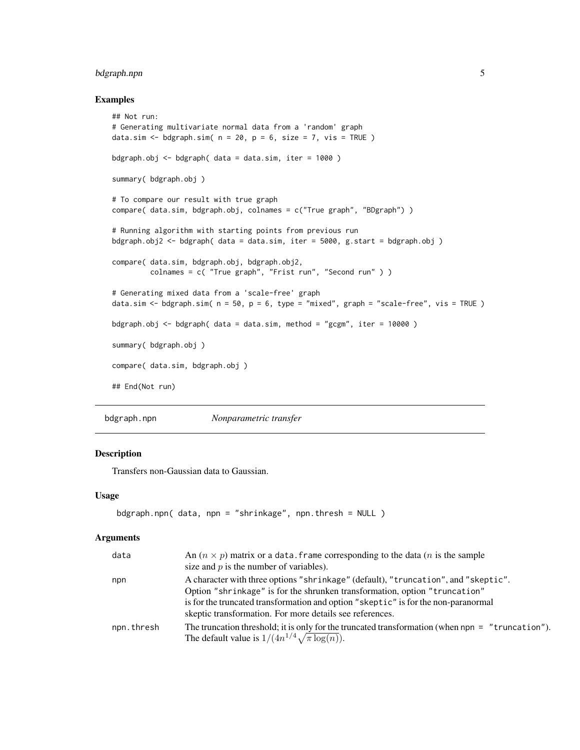### Examples

```
## Not run:
# Generating multivariate normal data from a 'random' graph
data.sim <- bdgraph.sim( n = 20, p = 6, size = 7, vis = TRUE )

bdgraph.obj <- bdgraph( data = data.sim, iter = 1000 )

summary( bdgraph.obj )

# To compare our result with true graph
compare( data.sim, bdgraph.obj, colnames = c("True graph", "BDgraph") )

# Running algorithm with starting points from previous run
bdgraph.obj2 <- bdgraph( data = data.sim, iter = 5000, g.start = bdgraph.obj )

compare( data.sim, bdgraph.obj, bdgraph.obj2,
         colnames = c( "True graph", "Frist run", "Second run" ) )

# Generating mixed data from a 'scale-free' graph
data.sim <- bdgraph.sim( n = 50, p = 6, type = "mixed", graph = "scale-free", vis = TRUE )

bdgraph.obj <- bdgraph( data = data.sim, method = "gcgm", iter = 10000 )

summary( bdgraph.obj )

compare( data.sim, bdgraph.obj )

## End(Not run)
```

---

## bdgraph.npn — *Nonparametric transfer*

### Description

Transfers non-Gaussian data to Gaussian.

### Usage

```
bdgraph.npn( data, npn = "shrinkage", npn.thresh = NULL )
```

### Arguments

| Argument | Description |
| --- | --- |
| `data` | An $(n \times p)$ matrix or a `data.frame` corresponding to the data ($n$ is the sample size and $p$ is the number of variables). |
| `npn` | A character with three options `"shrinkage"` (default), `"truncation"`, and `"skeptic"`. Option `"shrinkage"` is for the shrunken transformation, option `"truncation"` is for the truncated transformation and option `"skeptic"` is for the non-paranormal skeptic transformation. For more details see references. |
| `npn.thresh` | The truncation threshold; it is only for the truncated transformation (when `npn = "truncation"`). The default value is $1/(4n^{1/4}\sqrt{\pi \log(n)})$. |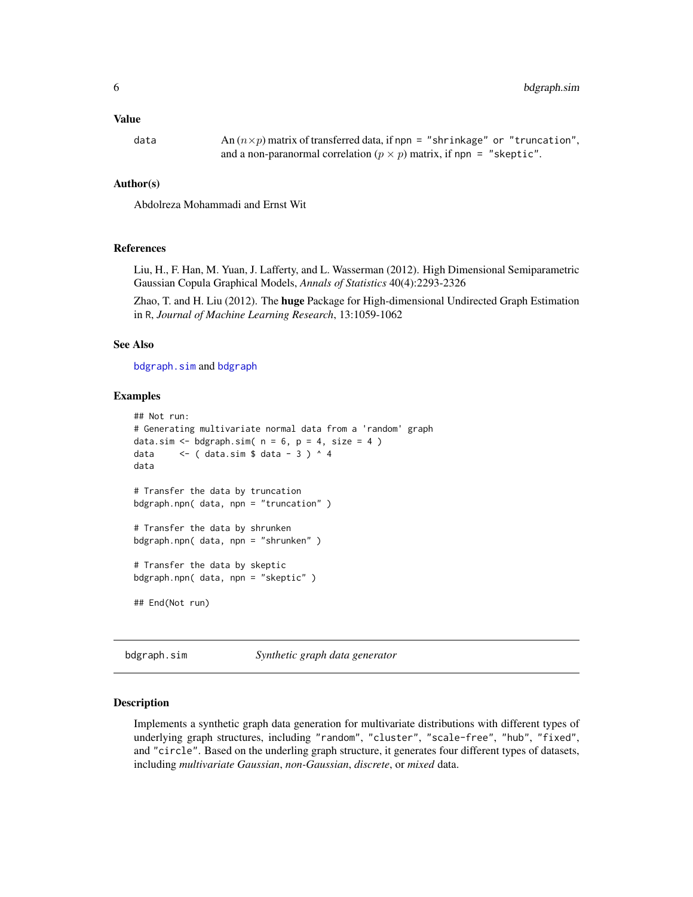### Value

data An $(n \times p)$ matrix of transferred data, if npn = "shrinkage" or "truncation", and a non-paranormal correlation $(p \times p)$ matrix, if npn = "skeptic".

### Author(s)

Abdolreza Mohammadi and Ernst Wit

### References

Liu, H., F. Han, M. Yuan, J. Lafferty, and L. Wasserman (2012). High Dimensional Semiparametric Gaussian Copula Graphical Models, *Annals of Statistics* 40(4):2293-2326

Zhao, T. and H. Liu (2012). The **huge** Package for High-dimensional Undirected Graph Estimation in R, *Journal of Machine Learning Research*, 13:1059-1062

### See Also

bdgraph.sim and bdgraph

### Examples

```
## Not run:
# Generating multivariate normal data from a 'random' graph
data.sim <- bdgraph.sim( n = 6, p = 4, size = 4 )
data     <- ( data.sim $ data - 3 ) ^ 4
data

# Transfer the data by truncation
bdgraph.npn( data, npn = "truncation" )

# Transfer the data by shrunken
bdgraph.npn( data, npn = "shrunken" )

# Transfer the data by skeptic
bdgraph.npn( data, npn = "skeptic" )

## End(Not run)
```

---

## bdgraph.sim *Synthetic graph data generator*

### Description

Implements a synthetic graph data generation for multivariate distributions with different types of underlying graph structures, including "random", "cluster", "scale-free", "hub", "fixed", and "circle". Based on the underling graph structure, it generates four different types of datasets, including *multivariate Gaussian*, *non-Gaussian*, *discrete*, or *mixed* data.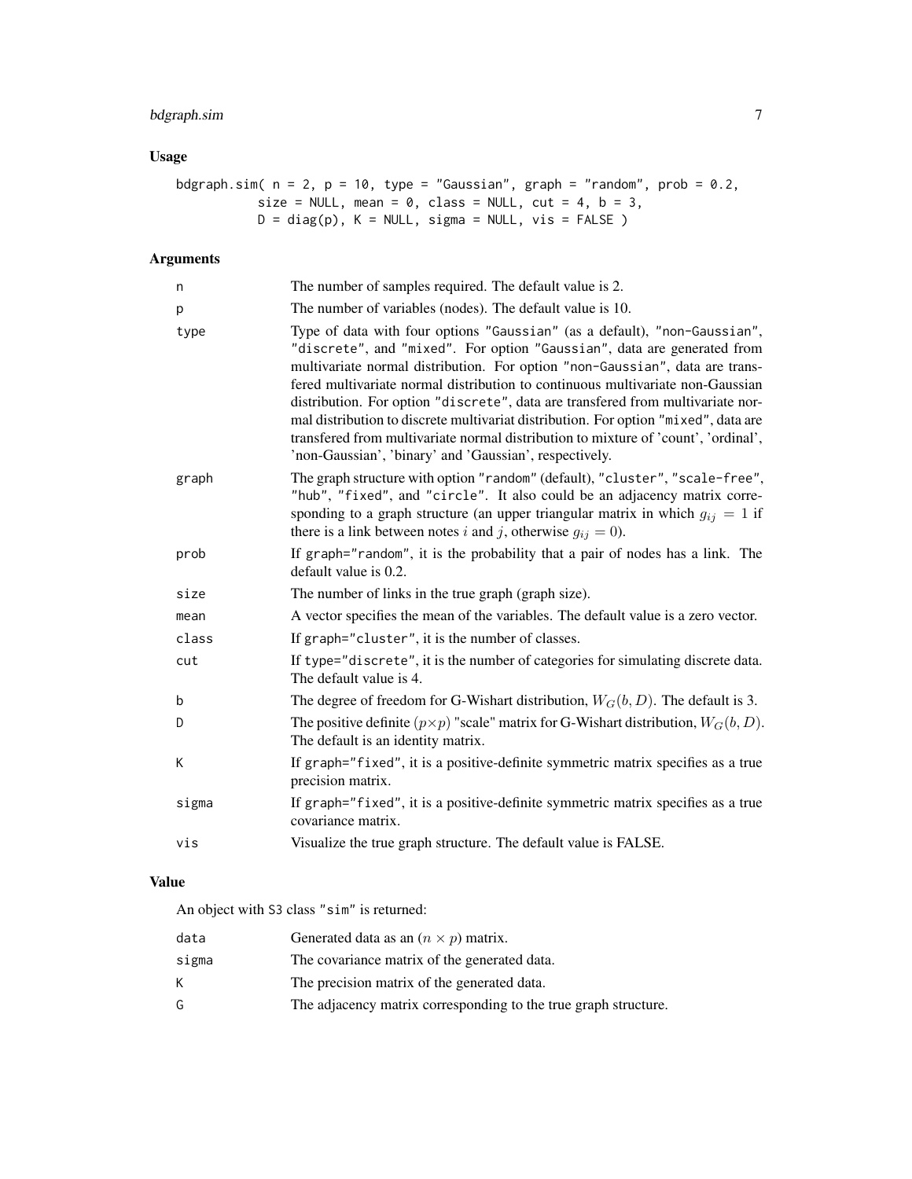## Usage

```
bdgraph.sim( n = 2, p = 10, type = "Gaussian", graph = "random", prob = 0.2,
           size = NULL, mean = 0, class = NULL, cut = 4, b = 3,
           D = diag(p), K = NULL, sigma = NULL, vis = FALSE )
```

## Arguments

| | |
|---|---|
| n | The number of samples required. The default value is 2. |
| p | The number of variables (nodes). The default value is 10. |
| type | Type of data with four options "Gaussian" (as a default), "non-Gaussian", "discrete", and "mixed". For option "Gaussian", data are generated from multivariate normal distribution. For option "non-Gaussian", data are transfered multivariate normal distribution to continuous multivariate non-Gaussian distribution. For option "discrete", data are transfered from multivariate normal distribution to discrete multivariat distribution. For option "mixed", data are transfered from multivariate normal distribution to mixture of 'count', 'ordinal', 'non-Gaussian', 'binary' and 'Gaussian', respectively. |
| graph | The graph structure with option "random" (default), "cluster", "scale-free", "hub", "fixed", and "circle". It also could be an adjacency matrix corresponding to a graph structure (an upper triangular matrix in which $g_{ij} = 1$ if there is a link between notes $i$ and $j$, otherwise $g_{ij} = 0$). |
| prob | If graph="random", it is the probability that a pair of nodes has a link. The default value is 0.2. |
| size | The number of links in the true graph (graph size). |
| mean | A vector specifies the mean of the variables. The default value is a zero vector. |
| class | If graph="cluster", it is the number of classes. |
| cut | If type="discrete", it is the number of categories for simulating discrete data. The default value is 4. |
| b | The degree of freedom for G-Wishart distribution, $W_G(b, D)$. The default is 3. |
| D | The positive definite $(p \times p)$ "scale" matrix for G-Wishart distribution, $W_G(b, D)$. The default is an identity matrix. |
| K | If graph="fixed", it is a positive-definite symmetric matrix specifies as a true precision matrix. |
| sigma | If graph="fixed", it is a positive-definite symmetric matrix specifies as a true covariance matrix. |
| vis | Visualize the true graph structure. The default value is FALSE. |

## Value

An object with S3 class "sim" is returned:

| | |
|---|---|
| data | Generated data as an $(n \times p)$ matrix. |
| sigma | The covariance matrix of the generated data. |
| K | The precision matrix of the generated data. |
| G | The adjacency matrix corresponding to the true graph structure. |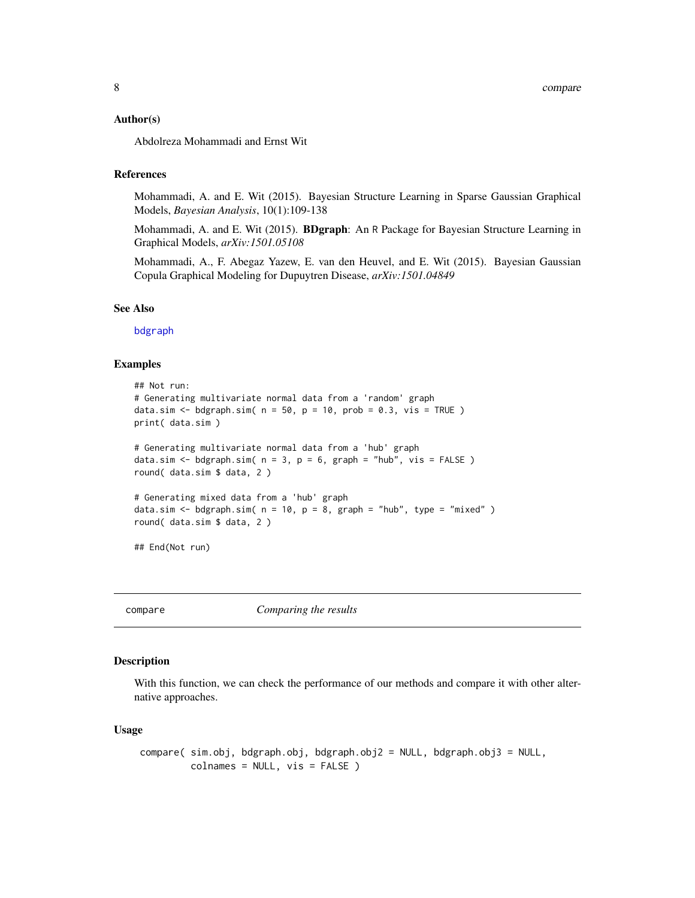### Author(s)

Abdolreza Mohammadi and Ernst Wit

### References

Mohammadi, A. and E. Wit (2015). Bayesian Structure Learning in Sparse Gaussian Graphical Models, *Bayesian Analysis*, 10(1):109-138

Mohammadi, A. and E. Wit (2015). **BDgraph**: An R Package for Bayesian Structure Learning in Graphical Models, *arXiv:1501.05108*

Mohammadi, A., F. Abegaz Yazew, E. van den Heuvel, and E. Wit (2015). Bayesian Gaussian Copula Graphical Modeling for Dupuytren Disease, *arXiv:1501.04849*

### See Also

bdgraph

### Examples

```
## Not run:
# Generating multivariate normal data from a 'random' graph
data.sim <- bdgraph.sim( n = 50, p = 10, prob = 0.3, vis = TRUE )
print( data.sim )

# Generating multivariate normal data from a 'hub' graph
data.sim <- bdgraph.sim( n = 3, p = 6, graph = "hub", vis = FALSE )
round( data.sim $ data, 2 )

# Generating mixed data from a 'hub' graph
data.sim <- bdgraph.sim( n = 10, p = 8, graph = "hub", type = "mixed" )
round( data.sim $ data, 2 )

## End(Not run)
```

## compare — *Comparing the results*

### Description

With this function, we can check the performance of our methods and compare it with other alternative approaches.

### Usage

```
compare( sim.obj, bdgraph.obj, bdgraph.obj2 = NULL, bdgraph.obj3 = NULL,
         colnames = NULL, vis = FALSE )
```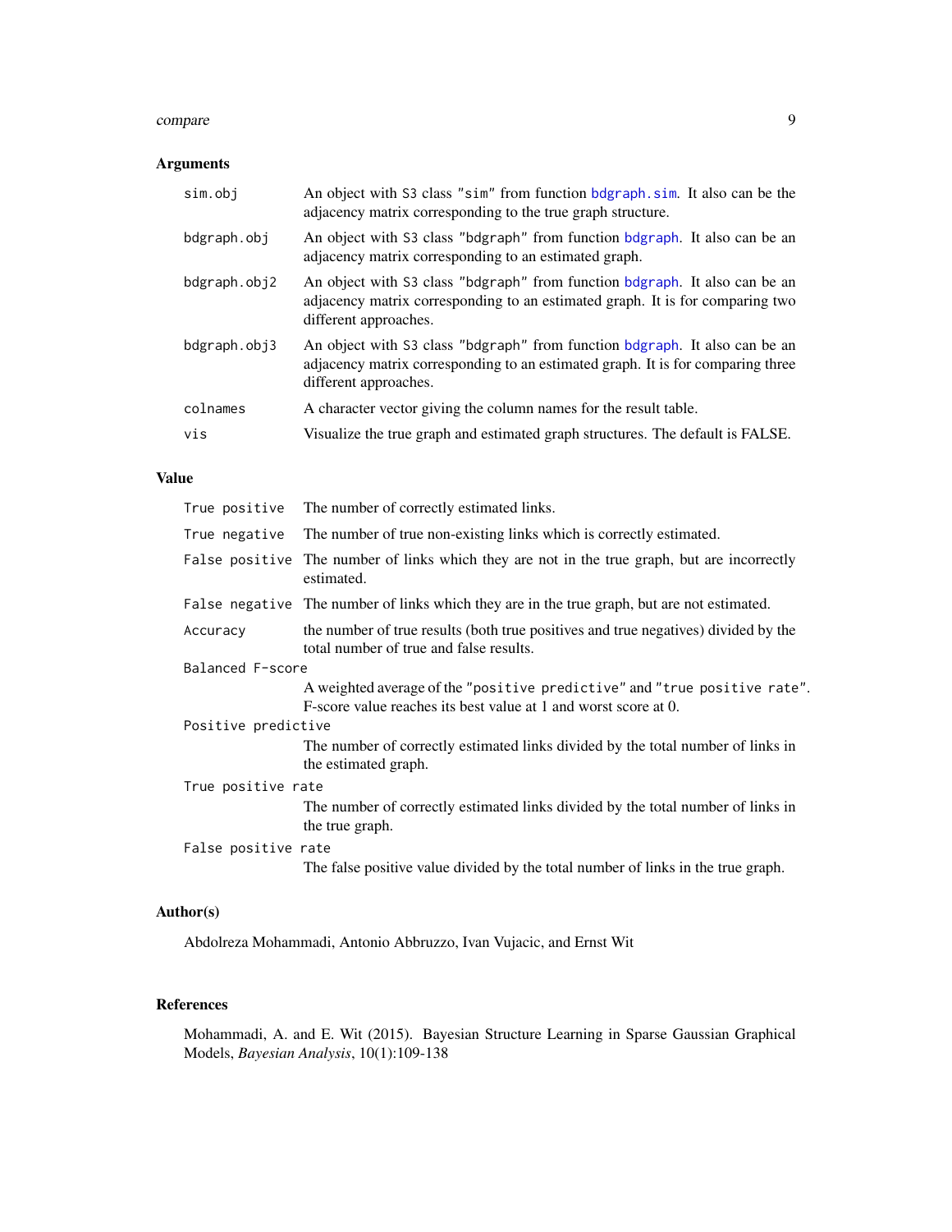## Arguments

| | |
|---|---|
| `sim.obj` | An object with S3 class "sim" from function bdgraph.sim. It also can be the adjacency matrix corresponding to the true graph structure. |
| `bdgraph.obj` | An object with S3 class "bdgraph" from function bdgraph. It also can be an adjacency matrix corresponding to an estimated graph. |
| `bdgraph.obj2` | An object with S3 class "bdgraph" from function bdgraph. It also can be an adjacency matrix corresponding to an estimated graph. It is for comparing two different approaches. |
| `bdgraph.obj3` | An object with S3 class "bdgraph" from function bdgraph. It also can be an adjacency matrix corresponding to an estimated graph. It is for comparing three different approaches. |
| `colnames` | A character vector giving the column names for the result table. |
| `vis` | Visualize the true graph and estimated graph structures. The default is FALSE. |

## Value

| | |
|---|---|
| `True positive` | The number of correctly estimated links. |
| `True negative` | The number of true non-existing links which is correctly estimated. |
| `False positive` | The number of links which they are not in the true graph, but are incorrectly estimated. |
| `False negative` | The number of links which they are in the true graph, but are not estimated. |
| `Accuracy` | the number of true results (both true positives and true negatives) divided by the total number of true and false results. |
| `Balanced F-score` | A weighted average of the "positive predictive" and "true positive rate". F-score value reaches its best value at 1 and worst score at 0. |
| `Positive predictive` | The number of correctly estimated links divided by the total number of links in the estimated graph. |
| `True positive rate` | The number of correctly estimated links divided by the total number of links in the true graph. |
| `False positive rate` | The false positive value divided by the total number of links in the true graph. |

## Author(s)

Abdolreza Mohammadi, Antonio Abbruzzo, Ivan Vujacic, and Ernst Wit

## References

Mohammadi, A. and E. Wit (2015). Bayesian Structure Learning in Sparse Gaussian Graphical Models, *Bayesian Analysis*, 10(1):109-138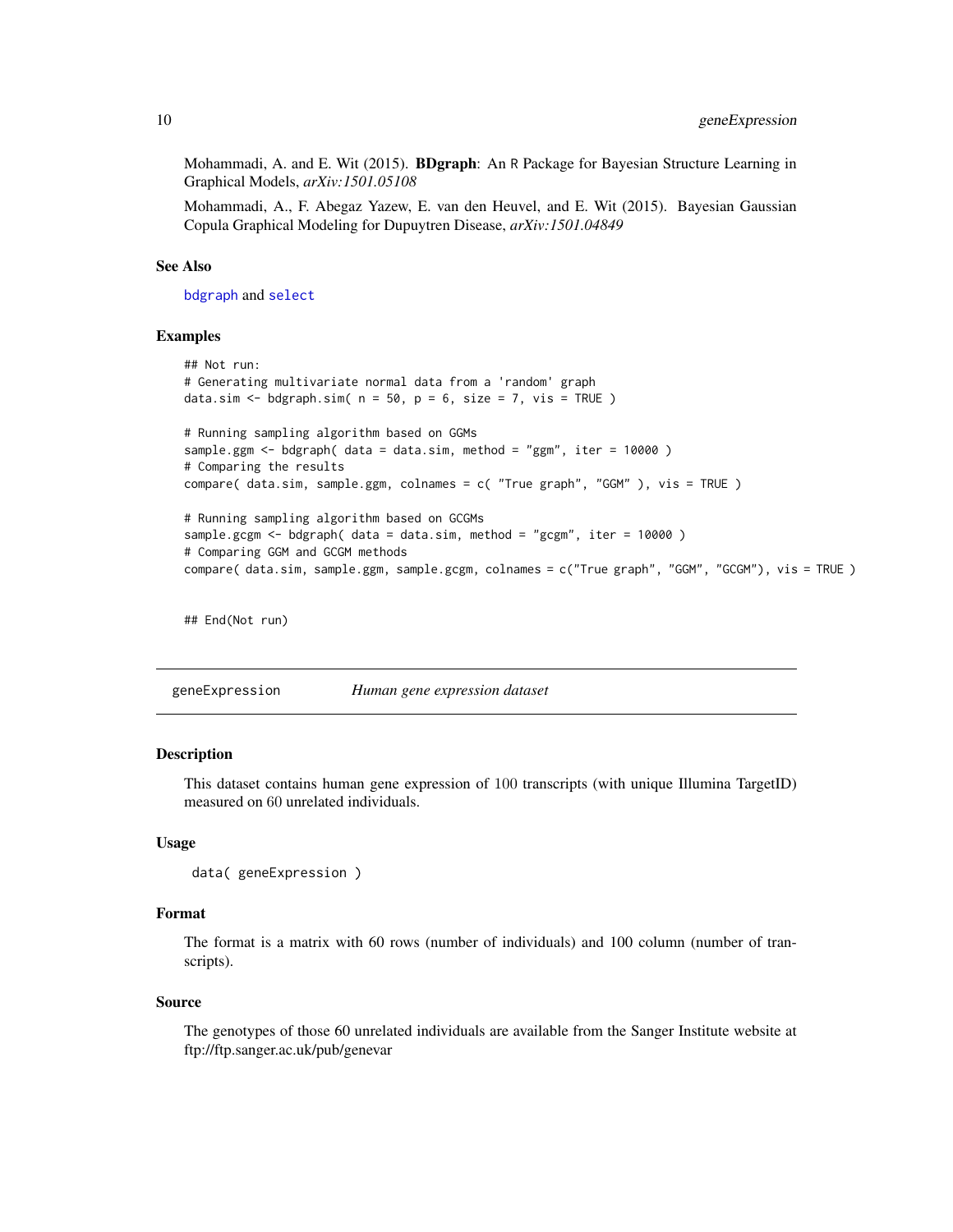Mohammadi, A. and E. Wit (2015). **BDgraph**: An R Package for Bayesian Structure Learning in Graphical Models, *arXiv:1501.05108*

Mohammadi, A., F. Abegaz Yazew, E. van den Heuvel, and E. Wit (2015). Bayesian Gaussian Copula Graphical Modeling for Dupuytren Disease, *arXiv:1501.04849*

### See Also

bdgraph and select

### Examples

```
## Not run:
# Generating multivariate normal data from a 'random' graph
data.sim <- bdgraph.sim( n = 50, p = 6, size = 7, vis = TRUE )

# Running sampling algorithm based on GGMs
sample.ggm <- bdgraph( data = data.sim, method = "ggm", iter = 10000 )
# Comparing the results
compare( data.sim, sample.ggm, colnames = c( "True graph", "GGM" ), vis = TRUE )

# Running sampling algorithm based on GCGMs
sample.gcgm <- bdgraph( data = data.sim, method = "gcgm", iter = 10000 )
# Comparing GGM and GCGM methods
compare( data.sim, sample.ggm, sample.gcgm, colnames = c("True graph", "GGM", "GCGM"), vis = TRUE )


## End(Not run)
```

## geneExpression *Human gene expression dataset*

### Description

This dataset contains human gene expression of 100 transcripts (with unique Illumina TargetID) measured on 60 unrelated individuals.

### Usage

```
data( geneExpression )
```

### Format

The format is a matrix with 60 rows (number of individuals) and 100 column (number of transcripts).

### Source

The genotypes of those 60 unrelated individuals are available from the Sanger Institute website at ftp://ftp.sanger.ac.uk/pub/genevar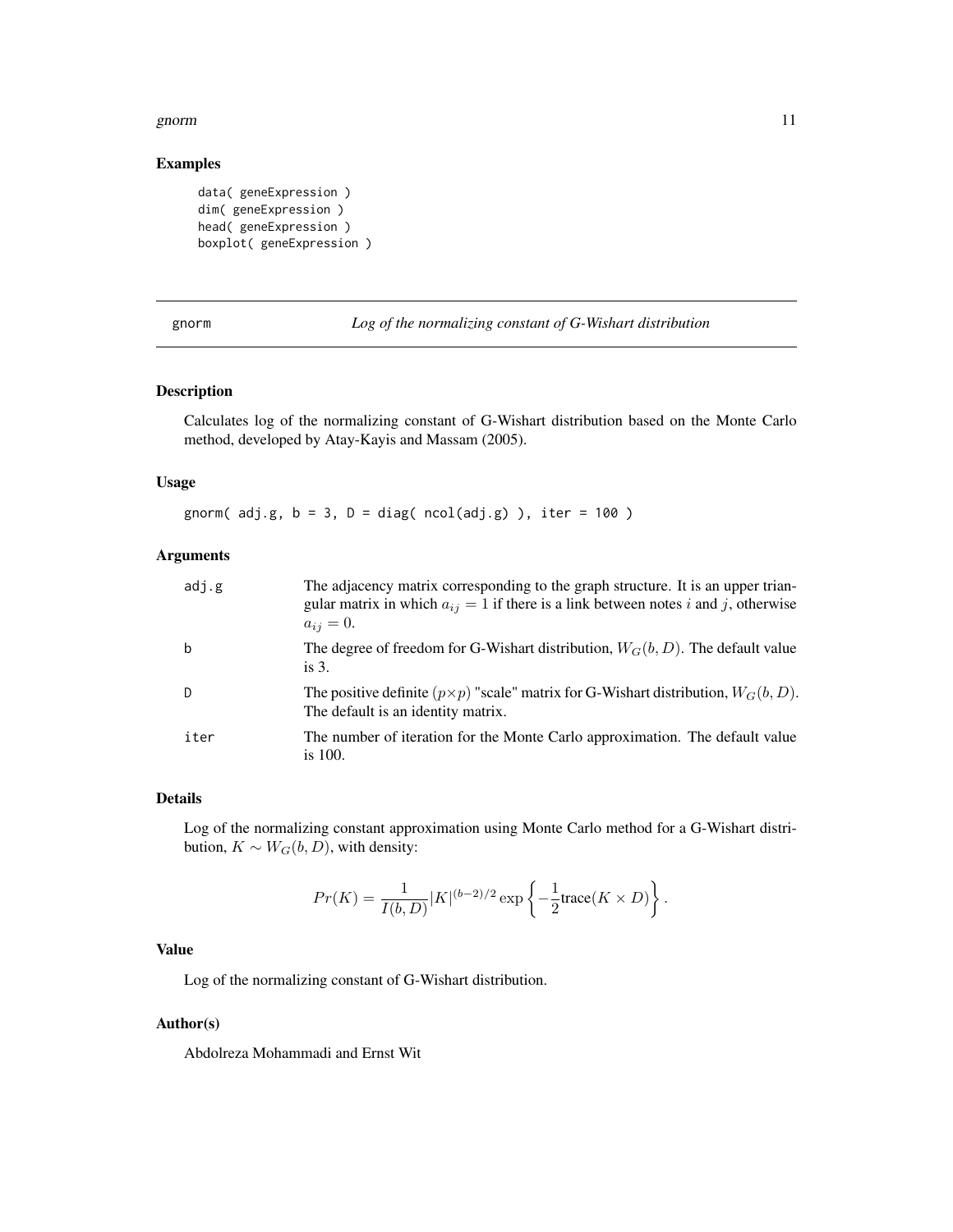## Examples

```
data( geneExpression )
dim( geneExpression )
head( geneExpression )
boxplot( geneExpression )
```

---

# gnorm — *Log of the normalizing constant of G-Wishart distribution*

---

### Description

Calculates log of the normalizing constant of G-Wishart distribution based on the Monte Carlo method, developed by Atay-Kayis and Massam (2005).

### Usage

```
gnorm( adj.g, b = 3, D = diag( ncol(adj.g) ), iter = 100 )
```

### Arguments

| | |
|---|---|
| adj.g | The adjacency matrix corresponding to the graph structure. It is an upper triangular matrix in which $a_{ij} = 1$ if there is a link between notes $i$ and $j$, otherwise $a_{ij} = 0$. |
| b | The degree of freedom for G-Wishart distribution, $W_G(b, D)$. The default value is 3. |
| D | The positive definite $(p \times p)$ "scale" matrix for G-Wishart distribution, $W_G(b, D)$. The default is an identity matrix. |
| iter | The number of iteration for the Monte Carlo approximation. The default value is 100. |

### Details

Log of the normalizing constant approximation using Monte Carlo method for a G-Wishart distribution, $K \sim W_G(b, D)$, with density:

$$Pr(K) = \frac{1}{I(b, D)} |K|^{(b-2)/2} \exp\left\{ -\frac{1}{2} \text{trace}(K \times D) \right\}.$$

### Value

Log of the normalizing constant of G-Wishart distribution.

### Author(s)

Abdolreza Mohammadi and Ernst Wit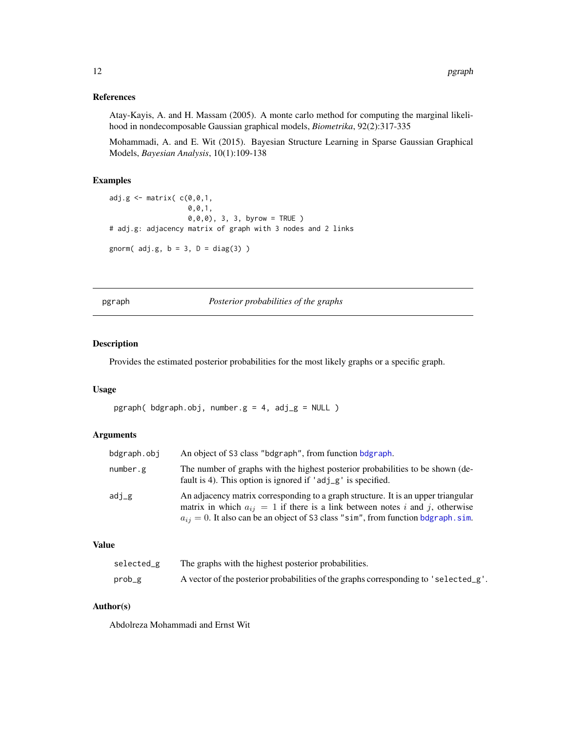### References

Atay-Kayis, A. and H. Massam (2005). A monte carlo method for computing the marginal likelihood in nondecomposable Gaussian graphical models, *Biometrika*, 92(2):317-335

Mohammadi, A. and E. Wit (2015). Bayesian Structure Learning in Sparse Gaussian Graphical Models, *Bayesian Analysis*, 10(1):109-138

### Examples

```
adj.g <- matrix( c(0,0,1,
                   0,0,1,
                   0,0,0), 3, 3, byrow = TRUE )
# adj.g: adjacency matrix of graph with 3 nodes and 2 links

gnorm( adj.g, b = 3, D = diag(3) )
```

---

## pgraph — *Posterior probabilities of the graphs*

---

### Description

Provides the estimated posterior probabilities for the most likely graphs or a specific graph.

### Usage

```
pgraph( bdgraph.obj, number.g = 4, adj_g = NULL )
```

### Arguments

| | |
|---|---|
| bdgraph.obj | An object of S3 class "bdgraph", from function bdgraph. |
| number.g | The number of graphs with the highest posterior probabilities to be shown (default is 4). This option is ignored if 'adj_g' is specified. |
| adj_g | An adjacency matrix corresponding to a graph structure. It is an upper triangular matrix in which $a_{ij} = 1$ if there is a link between notes $i$ and $j$, otherwise $a_{ij} = 0$. It also can be an object of S3 class "sim", from function bdgraph.sim. |

### Value

| | |
|---|---|
| selected_g | The graphs with the highest posterior probabilities. |
| prob_g | A vector of the posterior probabilities of the graphs corresponding to 'selected_g'. |

### Author(s)

Abdolreza Mohammadi and Ernst Wit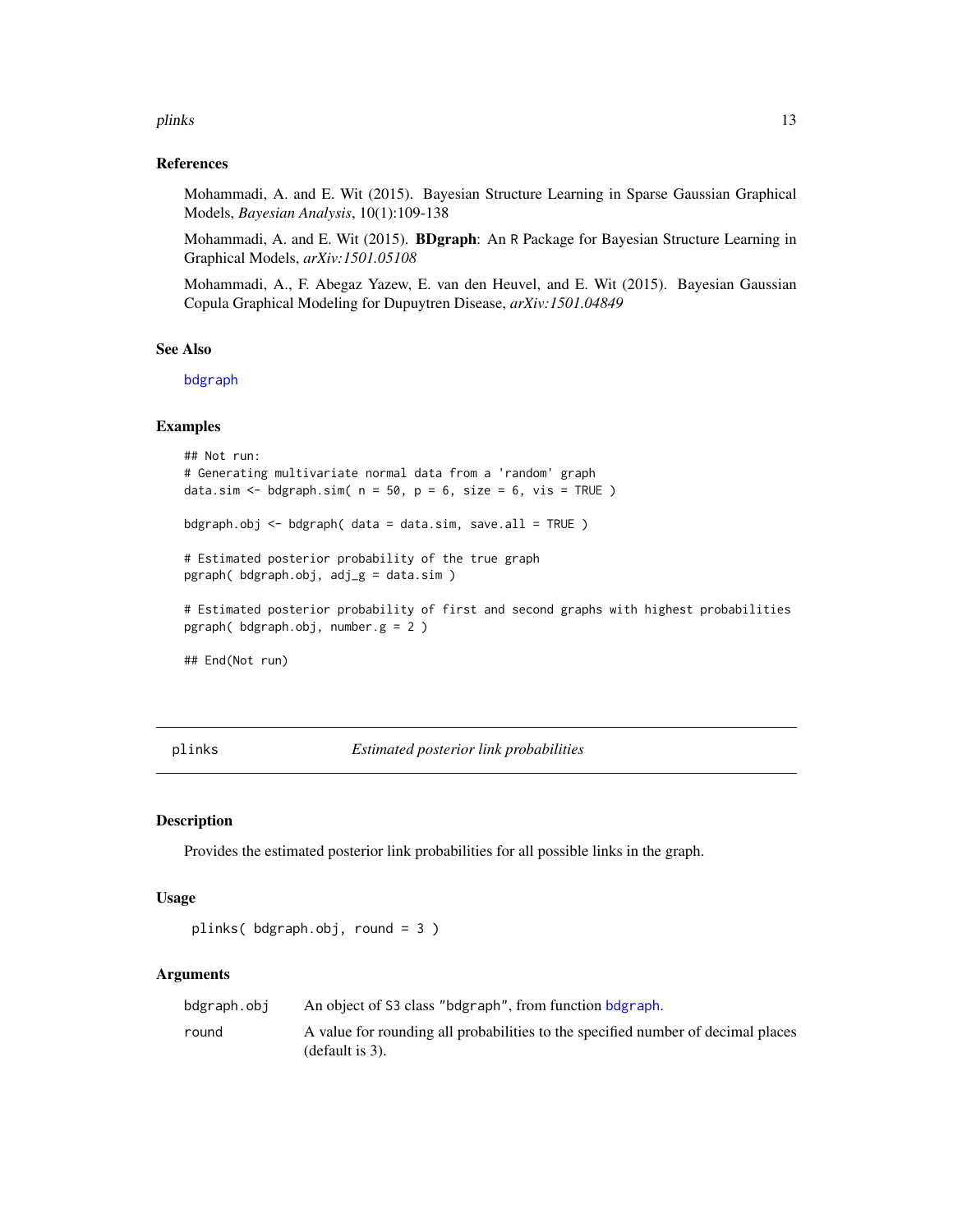### References

Mohammadi, A. and E. Wit (2015). Bayesian Structure Learning in Sparse Gaussian Graphical Models, *Bayesian Analysis*, 10(1):109-138

Mohammadi, A. and E. Wit (2015). **BDgraph**: An R Package for Bayesian Structure Learning in Graphical Models, *arXiv:1501.05108*

Mohammadi, A., F. Abegaz Yazew, E. van den Heuvel, and E. Wit (2015). Bayesian Gaussian Copula Graphical Modeling for Dupuytren Disease, *arXiv:1501.04849*

### See Also

bdgraph

### Examples

```
## Not run:
# Generating multivariate normal data from a 'random' graph
data.sim <- bdgraph.sim( n = 50, p = 6, size = 6, vis = TRUE )

bdgraph.obj <- bdgraph( data = data.sim, save.all = TRUE )

# Estimated posterior probability of the true graph
pgraph( bdgraph.obj, adj_g = data.sim )

# Estimated posterior probability of first and second graphs with highest probabilities
pgraph( bdgraph.obj, number.g = 2 )

## End(Not run)
```

---

## plinks *Estimated posterior link probabilities*

---

### Description

Provides the estimated posterior link probabilities for all possible links in the graph.

### Usage

```
plinks( bdgraph.obj, round = 3 )
```

### Arguments

| | |
|---|---|
| bdgraph.obj | An object of S3 class "bdgraph", from function bdgraph. |
| round | A value for rounding all probabilities to the specified number of decimal places (default is 3). |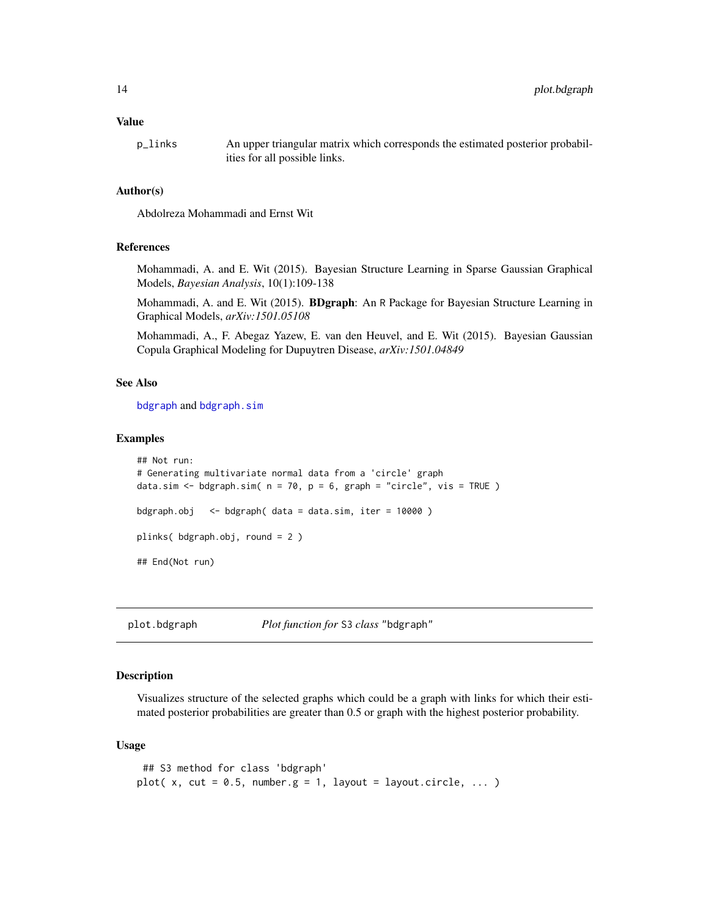### Value

p_links — An upper triangular matrix which corresponds the estimated posterior probabilities for all possible links.

### Author(s)

Abdolreza Mohammadi and Ernst Wit

### References

Mohammadi, A. and E. Wit (2015). Bayesian Structure Learning in Sparse Gaussian Graphical Models, *Bayesian Analysis*, 10(1):109-138

Mohammadi, A. and E. Wit (2015). **BDgraph**: An R Package for Bayesian Structure Learning in Graphical Models, *arXiv:1501.05108*

Mohammadi, A., F. Abegaz Yazew, E. van den Heuvel, and E. Wit (2015). Bayesian Gaussian Copula Graphical Modeling for Dupuytren Disease, *arXiv:1501.04849*

### See Also

bdgraph and bdgraph.sim

### Examples

```
## Not run:
# Generating multivariate normal data from a 'circle' graph
data.sim <- bdgraph.sim( n = 70, p = 6, graph = "circle", vis = TRUE )

bdgraph.obj   <- bdgraph( data = data.sim, iter = 10000 )

plinks( bdgraph.obj, round = 2 )

## End(Not run)
```

---

## plot.bdgraph — *Plot function for* S3 *class* "bdgraph"

### Description

Visualizes structure of the selected graphs which could be a graph with links for which their estimated posterior probabilities are greater than 0.5 or graph with the highest posterior probability.

### Usage

```
 ## S3 method for class 'bdgraph'
plot( x, cut = 0.5, number.g = 1, layout = layout.circle, ... )
```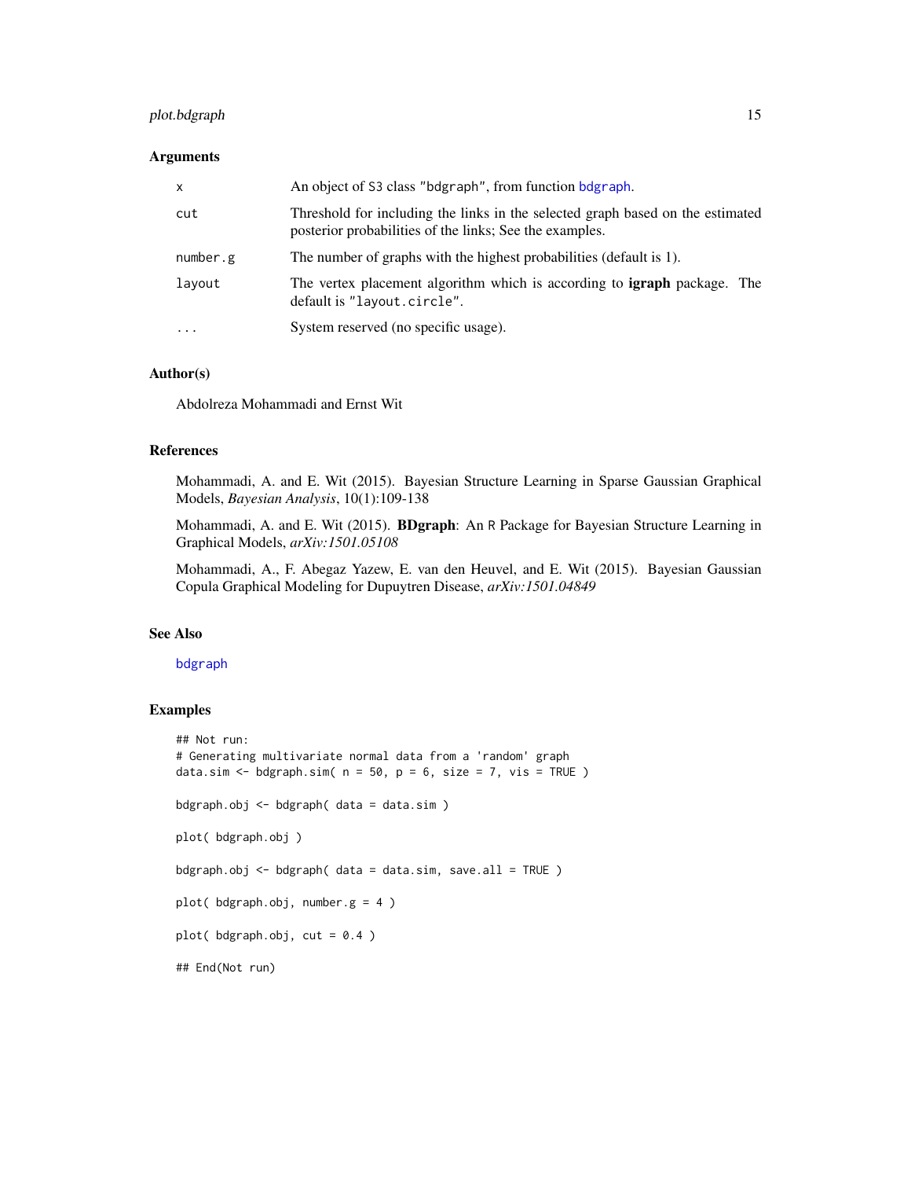### Arguments

| | |
|---|---|
| `x` | An object of S3 class "bdgraph", from function `bdgraph`. |
| `cut` | Threshold for including the links in the selected graph based on the estimated posterior probabilities of the links; See the examples. |
| `number.g` | The number of graphs with the highest probabilities (default is 1). |
| `layout` | The vertex placement algorithm which is according to **igraph** package. The default is "layout.circle". |
| `...` | System reserved (no specific usage). |

### Author(s)

Abdolreza Mohammadi and Ernst Wit

### References

Mohammadi, A. and E. Wit (2015). Bayesian Structure Learning in Sparse Gaussian Graphical Models, *Bayesian Analysis*, 10(1):109-138

Mohammadi, A. and E. Wit (2015). **BDgraph**: An R Package for Bayesian Structure Learning in Graphical Models, *arXiv:1501.05108*

Mohammadi, A., F. Abegaz Yazew, E. van den Heuvel, and E. Wit (2015). Bayesian Gaussian Copula Graphical Modeling for Dupuytren Disease, *arXiv:1501.04849*

### See Also

`bdgraph`

### Examples

```
## Not run:
# Generating multivariate normal data from a 'random' graph
data.sim <- bdgraph.sim( n = 50, p = 6, size = 7, vis = TRUE )

bdgraph.obj <- bdgraph( data = data.sim )

plot( bdgraph.obj )

bdgraph.obj <- bdgraph( data = data.sim, save.all = TRUE )

plot( bdgraph.obj, number.g = 4 )

plot( bdgraph.obj, cut = 0.4 )

## End(Not run)
```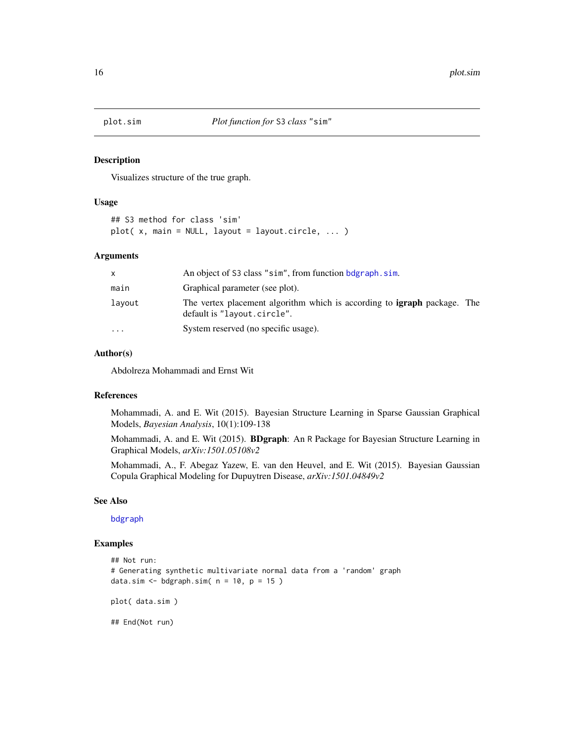# plot.sim — *Plot function for* S3 *class* "sim"

## Description

Visualizes structure of the true graph.

## Usage

```
## S3 method for class 'sim'
plot( x, main = NULL, layout = layout.circle, ... )
```

## Arguments

| | |
|---|---|
| x | An object of S3 class "sim", from function bdgraph.sim. |
| main | Graphical parameter (see plot). |
| layout | The vertex placement algorithm which is according to **igraph** package. The default is "layout.circle". |
| ... | System reserved (no specific usage). |

## Author(s)

Abdolreza Mohammadi and Ernst Wit

## References

Mohammadi, A. and E. Wit (2015). Bayesian Structure Learning in Sparse Gaussian Graphical Models, *Bayesian Analysis*, 10(1):109-138

Mohammadi, A. and E. Wit (2015). **BDgraph**: An R Package for Bayesian Structure Learning in Graphical Models, *arXiv:1501.05108v2*

Mohammadi, A., F. Abegaz Yazew, E. van den Heuvel, and E. Wit (2015). Bayesian Gaussian Copula Graphical Modeling for Dupuytren Disease, *arXiv:1501.04849v2*

## See Also

bdgraph

## Examples

```
## Not run:
# Generating synthetic multivariate normal data from a 'random' graph
data.sim <- bdgraph.sim( n = 10, p = 15 )

plot( data.sim )

## End(Not run)
```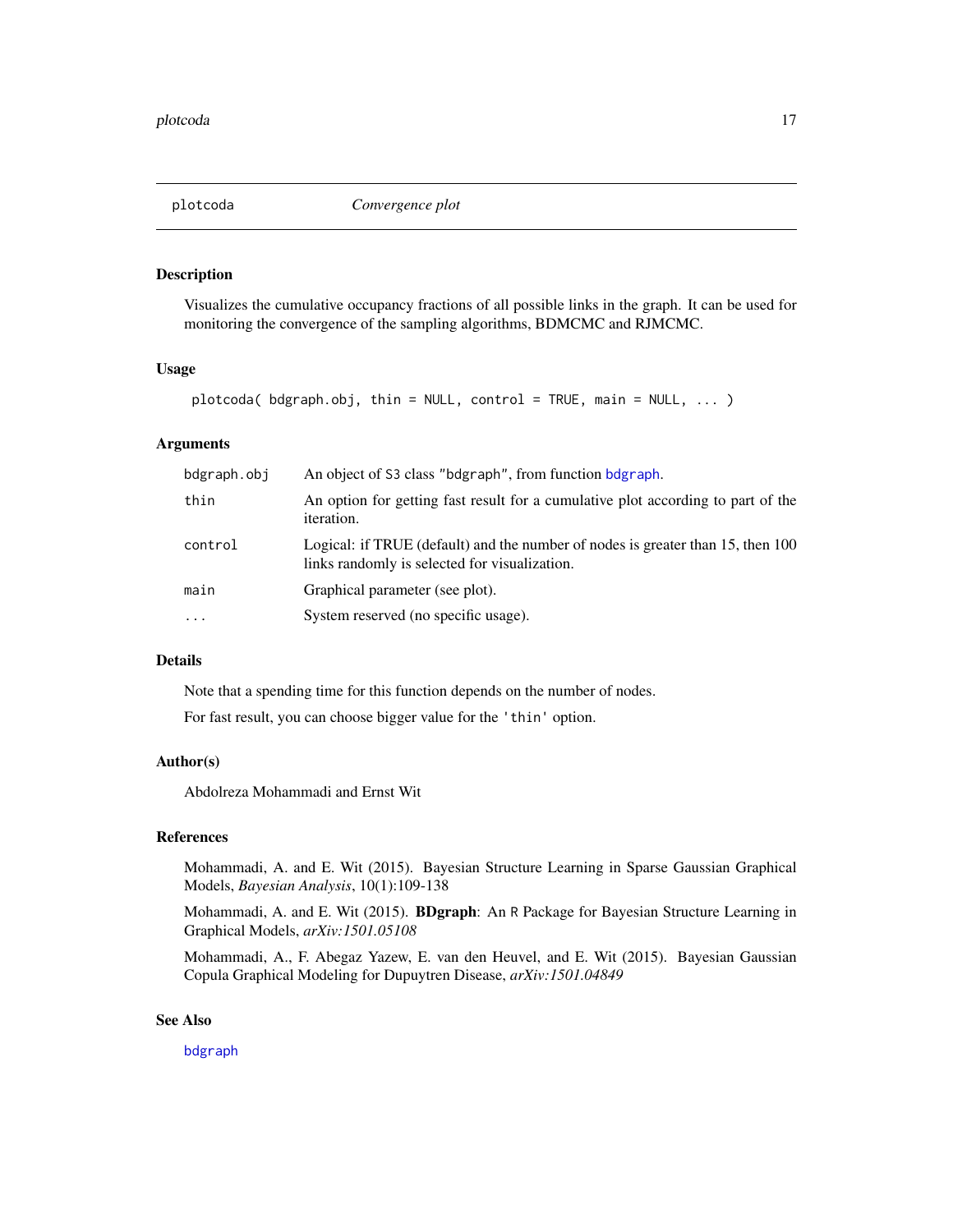## plotcoda — *Convergence plot*

### Description

Visualizes the cumulative occupancy fractions of all possible links in the graph. It can be used for monitoring the convergence of the sampling algorithms, BDMCMC and RJMCMC.

### Usage

```
plotcoda( bdgraph.obj, thin = NULL, control = TRUE, main = NULL, ... )
```

### Arguments

| | |
|---|---|
| `bdgraph.obj` | An object of S3 class "bdgraph", from function `bdgraph`. |
| `thin` | An option for getting fast result for a cumulative plot according to part of the iteration. |
| `control` | Logical: if TRUE (default) and the number of nodes is greater than 15, then 100 links randomly is selected for visualization. |
| `main` | Graphical parameter (see plot). |
| `...` | System reserved (no specific usage). |

### Details

Note that a spending time for this function depends on the number of nodes.

For fast result, you can choose bigger value for the `'thin'` option.

### Author(s)

Abdolreza Mohammadi and Ernst Wit

### References

Mohammadi, A. and E. Wit (2015). Bayesian Structure Learning in Sparse Gaussian Graphical Models, *Bayesian Analysis*, 10(1):109-138

Mohammadi, A. and E. Wit (2015). **BDgraph**: An R Package for Bayesian Structure Learning in Graphical Models, *arXiv:1501.05108*

Mohammadi, A., F. Abegaz Yazew, E. van den Heuvel, and E. Wit (2015). Bayesian Gaussian Copula Graphical Modeling for Dupuytren Disease, *arXiv:1501.04849*

### See Also

`bdgraph`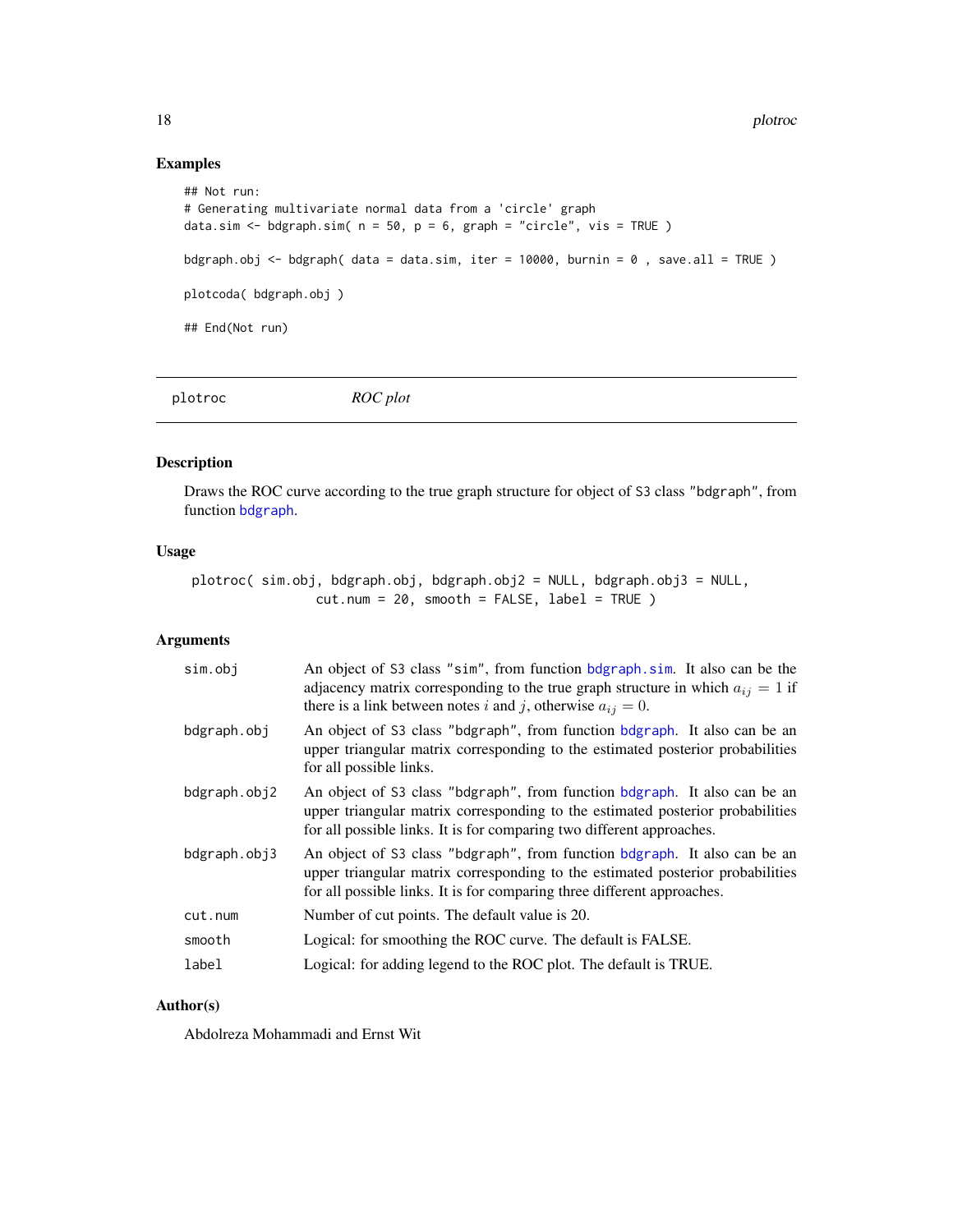## Examples

```
## Not run:
# Generating multivariate normal data from a 'circle' graph
data.sim <- bdgraph.sim( n = 50, p = 6, graph = "circle", vis = TRUE )

bdgraph.obj <- bdgraph( data = data.sim, iter = 10000, burnin = 0 , save.all = TRUE )

plotcoda( bdgraph.obj )

## End(Not run)
```

---

# plotroc *ROC plot*

---

## Description

Draws the ROC curve according to the true graph structure for object of S3 class "bdgraph", from function bdgraph.

## Usage

```
plotroc( sim.obj, bdgraph.obj, bdgraph.obj2 = NULL, bdgraph.obj3 = NULL,
                cut.num = 20, smooth = FALSE, label = TRUE )
```

## Arguments

| | |
|---|---|
| sim.obj | An object of S3 class "sim", from function bdgraph.sim. It also can be the adjacency matrix corresponding to the true graph structure in which $a_{ij} = 1$ if there is a link between notes $i$ and $j$, otherwise $a_{ij} = 0$. |
| bdgraph.obj | An object of S3 class "bdgraph", from function bdgraph. It also can be an upper triangular matrix corresponding to the estimated posterior probabilities for all possible links. |
| bdgraph.obj2 | An object of S3 class "bdgraph", from function bdgraph. It also can be an upper triangular matrix corresponding to the estimated posterior probabilities for all possible links. It is for comparing two different approaches. |
| bdgraph.obj3 | An object of S3 class "bdgraph", from function bdgraph. It also can be an upper triangular matrix corresponding to the estimated posterior probabilities for all possible links. It is for comparing three different approaches. |
| cut.num | Number of cut points. The default value is 20. |
| smooth | Logical: for smoothing the ROC curve. The default is FALSE. |
| label | Logical: for adding legend to the ROC plot. The default is TRUE. |

## Author(s)

Abdolreza Mohammadi and Ernst Wit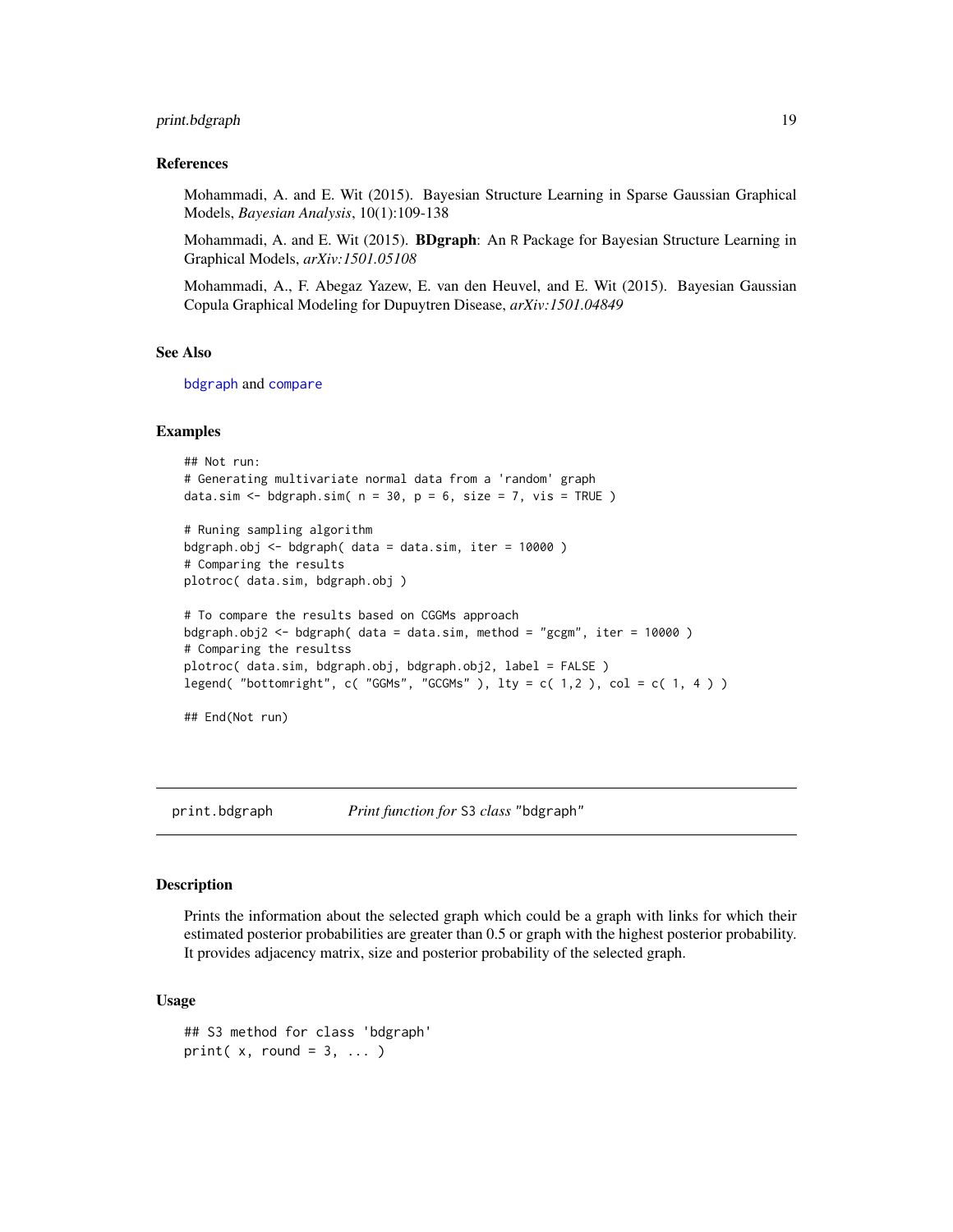### References

Mohammadi, A. and E. Wit (2015). Bayesian Structure Learning in Sparse Gaussian Graphical Models, *Bayesian Analysis*, 10(1):109-138

Mohammadi, A. and E. Wit (2015). **BDgraph**: An R Package for Bayesian Structure Learning in Graphical Models, *arXiv:1501.05108*

Mohammadi, A., F. Abegaz Yazew, E. van den Heuvel, and E. Wit (2015). Bayesian Gaussian Copula Graphical Modeling for Dupuytren Disease, *arXiv:1501.04849*

### See Also

`bdgraph` and `compare`

### Examples

```
## Not run:
# Generating multivariate normal data from a 'random' graph
data.sim <- bdgraph.sim( n = 30, p = 6, size = 7, vis = TRUE )

# Runing sampling algorithm
bdgraph.obj <- bdgraph( data = data.sim, iter = 10000 )
# Comparing the results
plotroc( data.sim, bdgraph.obj )

# To compare the results based on CGGMs approach
bdgraph.obj2 <- bdgraph( data = data.sim, method = "gcgm", iter = 10000 )
# Comparing the resultss
plotroc( data.sim, bdgraph.obj, bdgraph.obj2, label = FALSE )
legend( "bottomright", c( "GGMs", "GCGMs" ), lty = c( 1,2 ), col = c( 1, 4 ) )

## End(Not run)
```

---

## print.bdgraph — *Print function for* S3 *class* "bdgraph"

### Description

Prints the information about the selected graph which could be a graph with links for which their estimated posterior probabilities are greater than 0.5 or graph with the highest posterior probability. It provides adjacency matrix, size and posterior probability of the selected graph.

### Usage

```
## S3 method for class 'bdgraph'
print( x, round = 3, ... )
```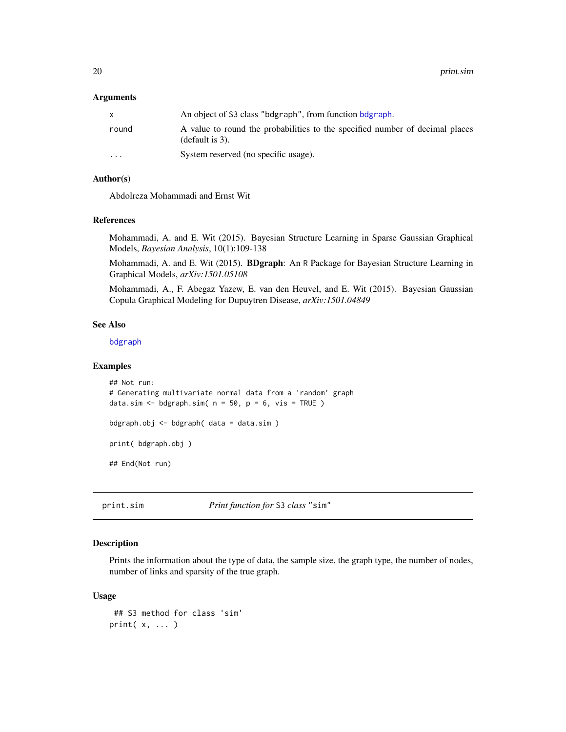### Arguments

| | |
|---|---|
| `x` | An object of S3 class "bdgraph", from function `bdgraph`. |
| `round` | A value to round the probabilities to the specified number of decimal places (default is 3). |
| `...` | System reserved (no specific usage). |

### Author(s)

Abdolreza Mohammadi and Ernst Wit

### References

Mohammadi, A. and E. Wit (2015). Bayesian Structure Learning in Sparse Gaussian Graphical Models, *Bayesian Analysis*, 10(1):109-138

Mohammadi, A. and E. Wit (2015). **BDgraph**: An R Package for Bayesian Structure Learning in Graphical Models, *arXiv:1501.05108*

Mohammadi, A., F. Abegaz Yazew, E. van den Heuvel, and E. Wit (2015). Bayesian Gaussian Copula Graphical Modeling for Dupuytren Disease, *arXiv:1501.04849*

### See Also

`bdgraph`

### Examples

```
## Not run:
# Generating multivariate normal data from a 'random' graph
data.sim <- bdgraph.sim( n = 50, p = 6, vis = TRUE )

bdgraph.obj <- bdgraph( data = data.sim )

print( bdgraph.obj )

## End(Not run)
```

---

## print.sim — *Print function for S3 class "sim"*

### Description

Prints the information about the type of data, the sample size, the graph type, the number of nodes, number of links and sparsity of the true graph.

### Usage

```
 ## S3 method for class 'sim'
print( x, ... )
```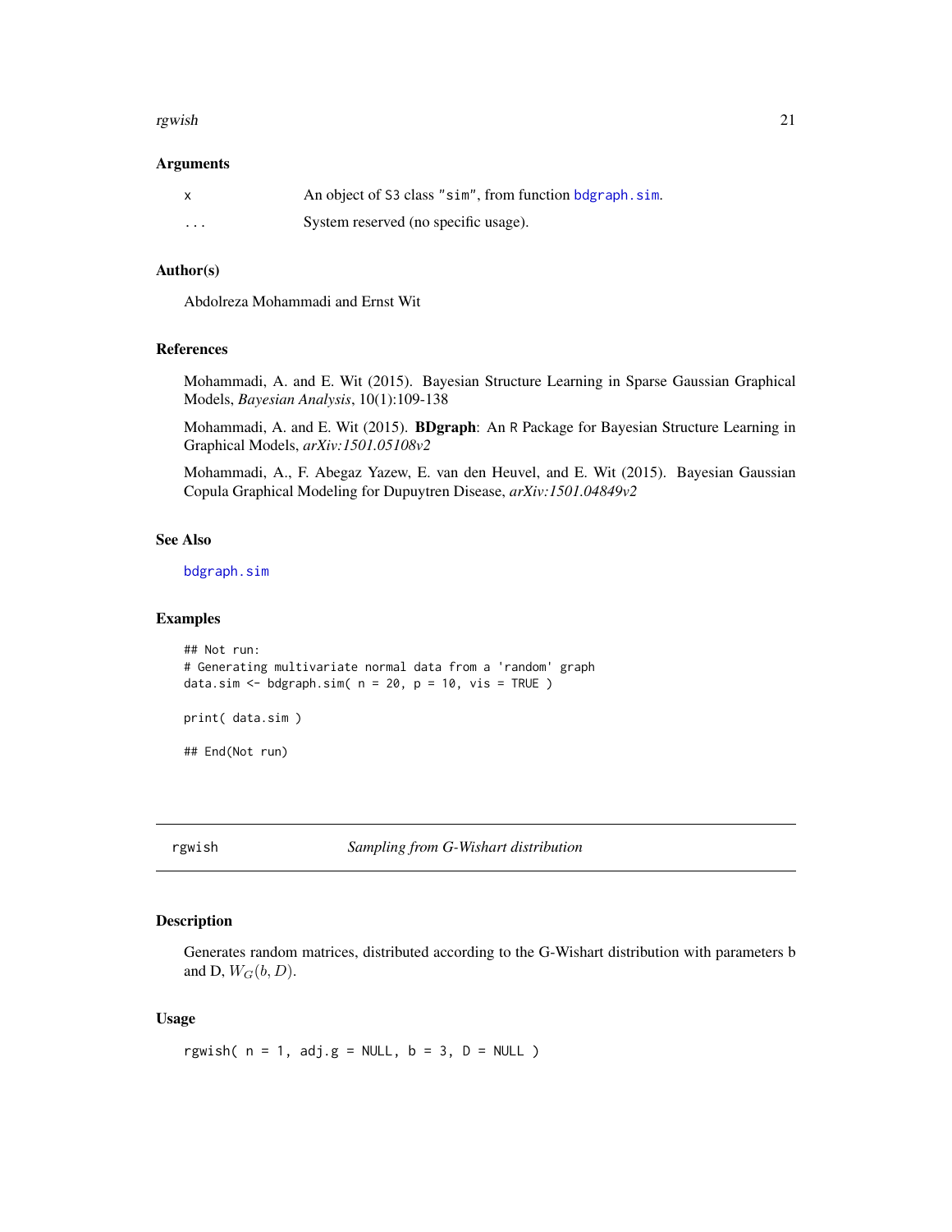### Arguments

| | |
|---|---|
| x | An object of S3 class "sim", from function bdgraph.sim. |
| ... | System reserved (no specific usage). |

### Author(s)

Abdolreza Mohammadi and Ernst Wit

### References

Mohammadi, A. and E. Wit (2015). Bayesian Structure Learning in Sparse Gaussian Graphical Models, *Bayesian Analysis*, 10(1):109-138

Mohammadi, A. and E. Wit (2015). **BDgraph**: An R Package for Bayesian Structure Learning in Graphical Models, *arXiv:1501.05108v2*

Mohammadi, A., F. Abegaz Yazew, E. van den Heuvel, and E. Wit (2015). Bayesian Gaussian Copula Graphical Modeling for Dupuytren Disease, *arXiv:1501.04849v2*

### See Also

bdgraph.sim

### Examples

```
## Not run:
# Generating multivariate normal data from a 'random' graph
data.sim <- bdgraph.sim( n = 20, p = 10, vis = TRUE )

print( data.sim )

## End(Not run)
```

---

## rgwish    *Sampling from G-Wishart distribution*

### Description

Generates random matrices, distributed according to the G-Wishart distribution with parameters b and D, $W_G(b, D)$.

### Usage

```
rgwish( n = 1, adj.g = NULL, b = 3, D = NULL )
```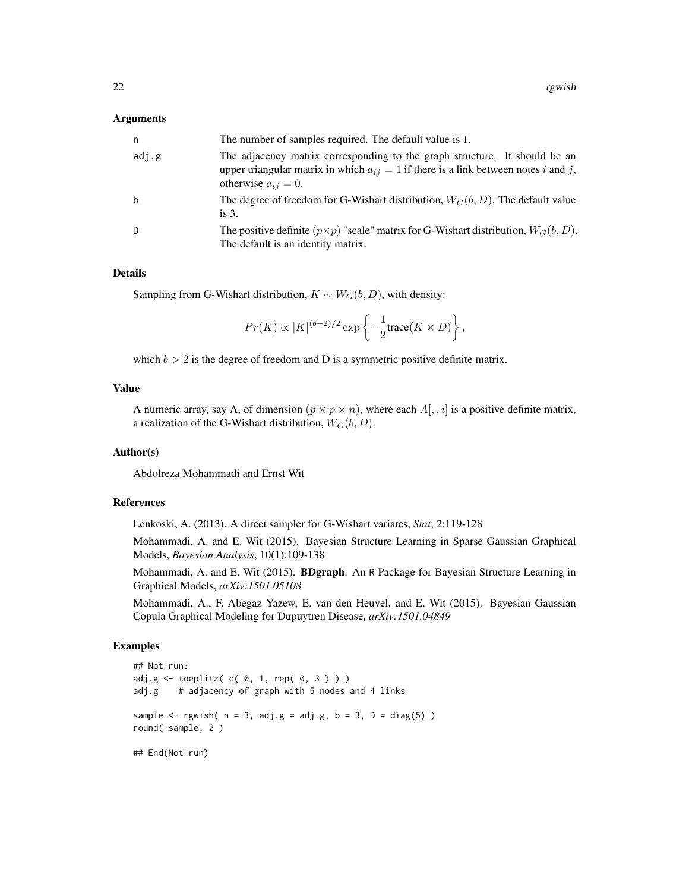## Arguments

| | |
|---|---|
| n | The number of samples required. The default value is 1. |
| adj.g | The adjacency matrix corresponding to the graph structure. It should be an upper triangular matrix in which $a_{ij} = 1$ if there is a link between notes $i$ and $j$, otherwise $a_{ij} = 0$. |
| b | The degree of freedom for G-Wishart distribution, $W_G(b, D)$. The default value is 3. |
| D | The positive definite $(p \times p)$ "scale" matrix for G-Wishart distribution, $W_G(b, D)$. The default is an identity matrix. |

## Details

Sampling from G-Wishart distribution, $K \sim W_G(b, D)$, with density:

$$Pr(K) \propto |K|^{(b-2)/2} \exp\left\{-\frac{1}{2}\text{trace}(K \times D)\right\},$$

which $b > 2$ is the degree of freedom and D is a symmetric positive definite matrix.

## Value

A numeric array, say A, of dimension $(p \times p \times n)$, where each $A[,,i]$ is a positive definite matrix, a realization of the G-Wishart distribution, $W_G(b, D)$.

## Author(s)

Abdolreza Mohammadi and Ernst Wit

## References

Lenkoski, A. (2013). A direct sampler for G-Wishart variates, *Stat*, 2:119-128

Mohammadi, A. and E. Wit (2015). Bayesian Structure Learning in Sparse Gaussian Graphical Models, *Bayesian Analysis*, 10(1):109-138

Mohammadi, A. and E. Wit (2015). **BDgraph**: An R Package for Bayesian Structure Learning in Graphical Models, *arXiv:1501.05108*

Mohammadi, A., F. Abegaz Yazew, E. van den Heuvel, and E. Wit (2015). Bayesian Gaussian Copula Graphical Modeling for Dupuytren Disease, *arXiv:1501.04849*

## Examples

```
## Not run:
adj.g <- toeplitz( c( 0, 1, rep( 0, 3 ) ) )
adj.g    # adjacency of graph with 5 nodes and 4 links

sample <- rgwish( n = 3, adj.g = adj.g, b = 3, D = diag(5) )
round( sample, 2 )

## End(Not run)
```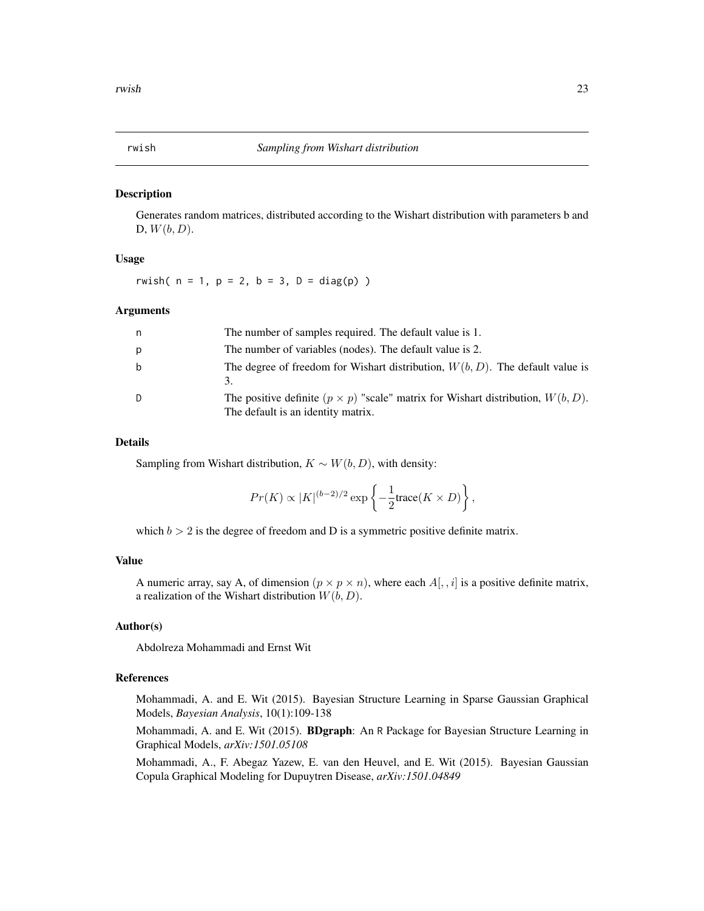# rwish — *Sampling from Wishart distribution*

## Description

Generates random matrices, distributed according to the Wishart distribution with parameters b and D, $W(b, D)$.

## Usage

```
rwish( n = 1, p = 2, b = 3, D = diag(p) )
```

## Arguments

| | |
|---|---|
| n | The number of samples required. The default value is 1. |
| p | The number of variables (nodes). The default value is 2. |
| b | The degree of freedom for Wishart distribution, $W(b, D)$. The default value is 3. |
| D | The positive definite $(p \times p)$ "scale" matrix for Wishart distribution, $W(b, D)$. The default is an identity matrix. |

## Details

Sampling from Wishart distribution, $K \sim W(b, D)$, with density:

$$Pr(K) \propto |K|^{(b-2)/2} \exp\left\{-\frac{1}{2}\text{trace}(K \times D)\right\},$$

which $b > 2$ is the degree of freedom and D is a symmetric positive definite matrix.

## Value

A numeric array, say A, of dimension $(p \times p \times n)$, where each $A[,,i]$ is a positive definite matrix, a realization of the Wishart distribution $W(b, D)$.

## Author(s)

Abdolreza Mohammadi and Ernst Wit

## References

Mohammadi, A. and E. Wit (2015). Bayesian Structure Learning in Sparse Gaussian Graphical Models, *Bayesian Analysis*, 10(1):109-138

Mohammadi, A. and E. Wit (2015). **BDgraph**: An R Package for Bayesian Structure Learning in Graphical Models, *arXiv:1501.05108*

Mohammadi, A., F. Abegaz Yazew, E. van den Heuvel, and E. Wit (2015). Bayesian Gaussian Copula Graphical Modeling for Dupuytren Disease, *arXiv:1501.04849*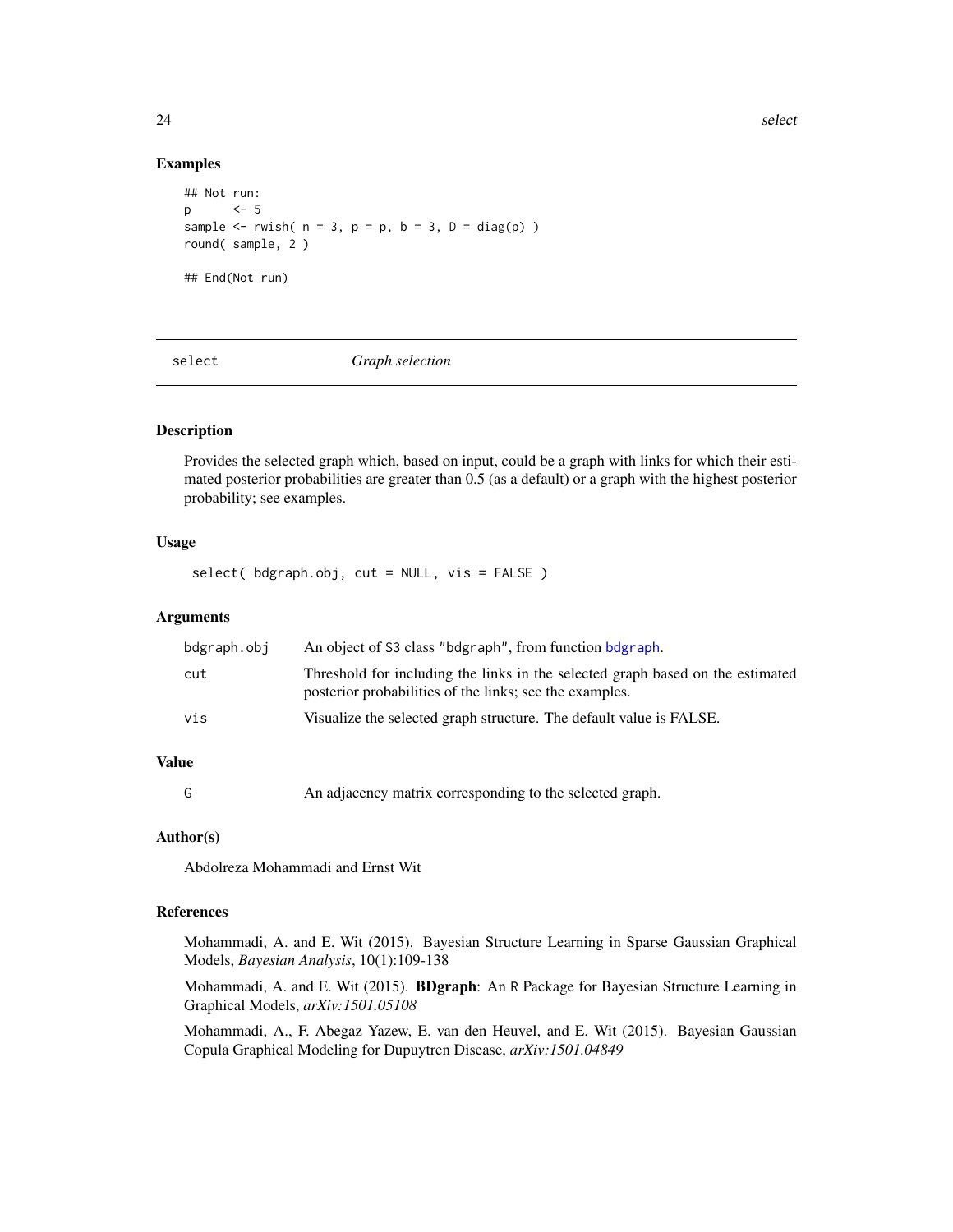### Examples

```
## Not run:
p      <- 5
sample <- rwish( n = 3, p = p, b = 3, D = diag(p) )
round( sample, 2 )

## End(Not run)
```

---

## select — *Graph selection*

---

### Description

Provides the selected graph which, based on input, could be a graph with links for which their estimated posterior probabilities are greater than 0.5 (as a default) or a graph with the highest posterior probability; see examples.

### Usage

```
select( bdgraph.obj, cut = NULL, vis = FALSE )
```

### Arguments

| | |
|---|---|
| bdgraph.obj | An object of S3 class "bdgraph", from function bdgraph. |
| cut | Threshold for including the links in the selected graph based on the estimated posterior probabilities of the links; see the examples. |
| vis | Visualize the selected graph structure. The default value is FALSE. |

### Value

| | |
|---|---|
| G | An adjacency matrix corresponding to the selected graph. |

### Author(s)

Abdolreza Mohammadi and Ernst Wit

### References

Mohammadi, A. and E. Wit (2015). Bayesian Structure Learning in Sparse Gaussian Graphical Models, *Bayesian Analysis*, 10(1):109-138

Mohammadi, A. and E. Wit (2015). **BDgraph**: An R Package for Bayesian Structure Learning in Graphical Models, *arXiv:1501.05108*

Mohammadi, A., F. Abegaz Yazew, E. van den Heuvel, and E. Wit (2015). Bayesian Gaussian Copula Graphical Modeling for Dupuytren Disease, *arXiv:1501.04849*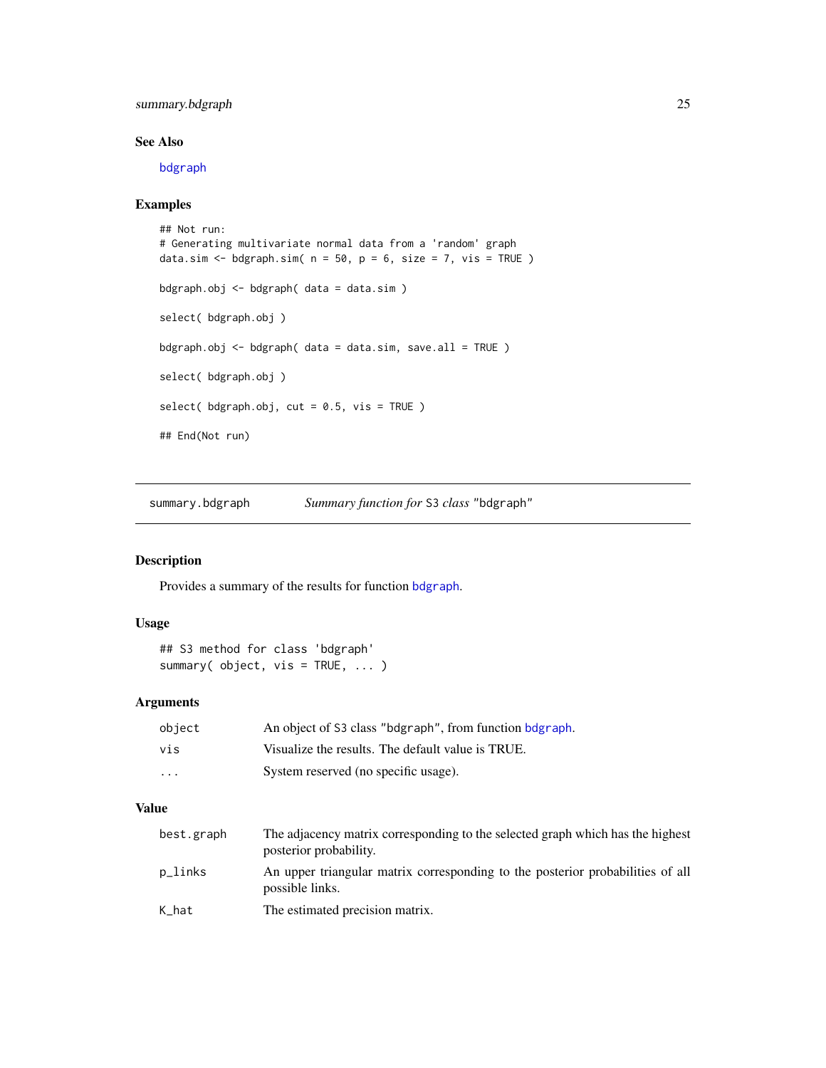### See Also

bdgraph

### Examples

```
## Not run:
# Generating multivariate normal data from a 'random' graph
data.sim <- bdgraph.sim( n = 50, p = 6, size = 7, vis = TRUE )

bdgraph.obj <- bdgraph( data = data.sim )

select( bdgraph.obj )

bdgraph.obj <- bdgraph( data = data.sim, save.all = TRUE )

select( bdgraph.obj )

select( bdgraph.obj, cut = 0.5, vis = TRUE )

## End(Not run)
```

---

## summary.bdgraph — *Summary function for* S3 *class* "bdgraph"

### Description

Provides a summary of the results for function bdgraph.

### Usage

```
## S3 method for class 'bdgraph'
summary( object, vis = TRUE, ... )
```

### Arguments

| | |
|---|---|
| object | An object of S3 class "bdgraph", from function bdgraph. |
| vis | Visualize the results. The default value is TRUE. |
| ... | System reserved (no specific usage). |

### Value

| | |
|---|---|
| best.graph | The adjacency matrix corresponding to the selected graph which has the highest posterior probability. |
| p_links | An upper triangular matrix corresponding to the posterior probabilities of all possible links. |
| K_hat | The estimated precision matrix. |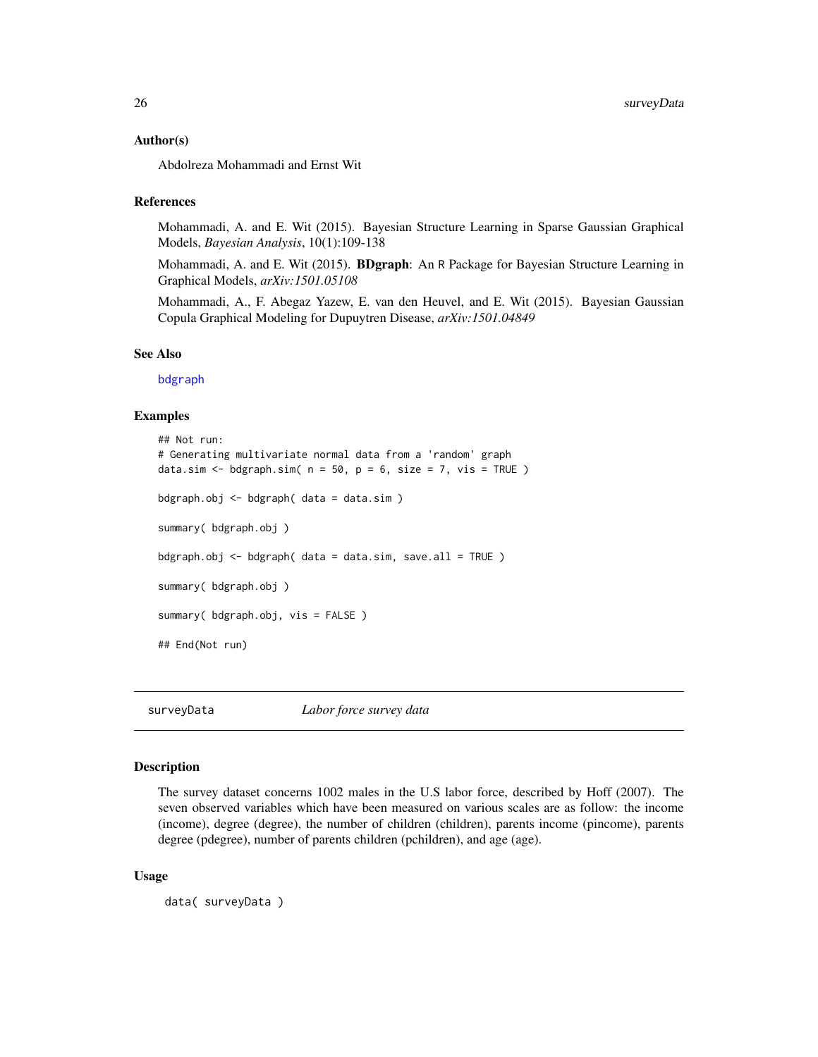## Author(s)

Abdolreza Mohammadi and Ernst Wit

## References

Mohammadi, A. and E. Wit (2015). Bayesian Structure Learning in Sparse Gaussian Graphical Models, *Bayesian Analysis*, 10(1):109-138

Mohammadi, A. and E. Wit (2015). **BDgraph**: An R Package for Bayesian Structure Learning in Graphical Models, *arXiv:1501.05108*

Mohammadi, A., F. Abegaz Yazew, E. van den Heuvel, and E. Wit (2015). Bayesian Gaussian Copula Graphical Modeling for Dupuytren Disease, *arXiv:1501.04849*

## See Also

bdgraph

## Examples

```
## Not run:
# Generating multivariate normal data from a 'random' graph
data.sim <- bdgraph.sim( n = 50, p = 6, size = 7, vis = TRUE )

bdgraph.obj <- bdgraph( data = data.sim )

summary( bdgraph.obj )

bdgraph.obj <- bdgraph( data = data.sim, save.all = TRUE )

summary( bdgraph.obj )

summary( bdgraph.obj, vis = FALSE )

## End(Not run)
```

---

# surveyData — *Labor force survey data*

## Description

The survey dataset concerns 1002 males in the U.S labor force, described by Hoff (2007). The seven observed variables which have been measured on various scales are as follow: the income (income), degree (degree), the number of children (children), parents income (pincome), parents degree (pdegree), number of parents children (pchildren), and age (age).

## Usage

```
data( surveyData )
```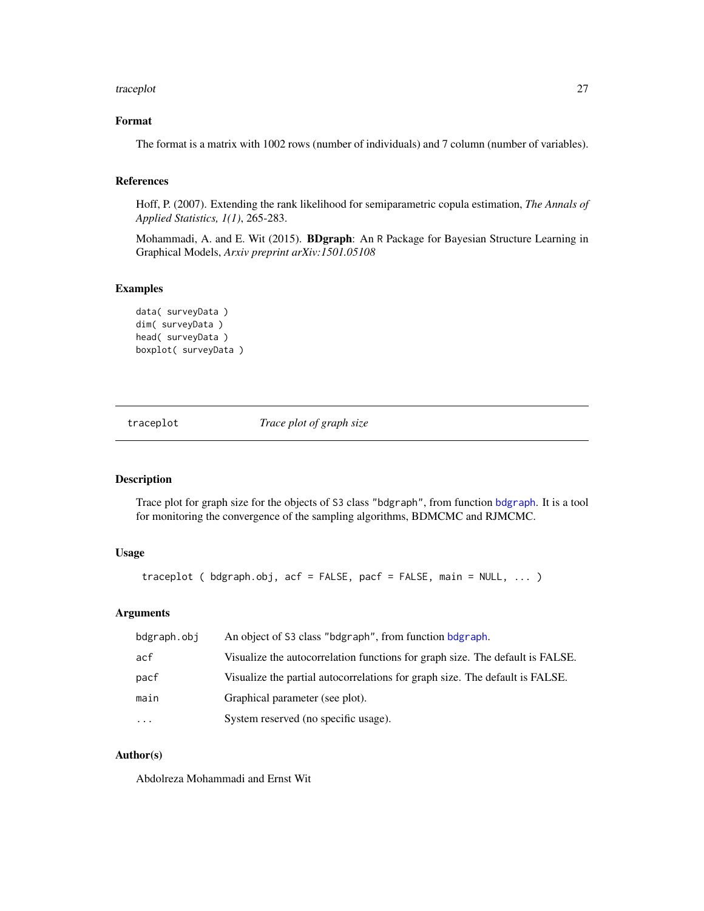### Format

The format is a matrix with 1002 rows (number of individuals) and 7 column (number of variables).

### References

Hoff, P. (2007). Extending the rank likelihood for semiparametric copula estimation, *The Annals of Applied Statistics, 1(1)*, 265-283.

Mohammadi, A. and E. Wit (2015). **BDgraph**: An R Package for Bayesian Structure Learning in Graphical Models, *Arxiv preprint arXiv:1501.05108*

### Examples

```
data( surveyData )
dim( surveyData )
head( surveyData )
boxplot( surveyData )
```

---

## traceplot *Trace plot of graph size*

---

### Description

Trace plot for graph size for the objects of S3 class "bdgraph", from function bdgraph. It is a tool for monitoring the convergence of the sampling algorithms, BDMCMC and RJMCMC.

### Usage

```
traceplot ( bdgraph.obj, acf = FALSE, pacf = FALSE, main = NULL, ... )
```

### Arguments

| | |
|---|---|
| bdgraph.obj | An object of S3 class "bdgraph", from function bdgraph. |
| acf | Visualize the autocorrelation functions for graph size. The default is FALSE. |
| pacf | Visualize the partial autocorrelations for graph size. The default is FALSE. |
| main | Graphical parameter (see plot). |
| ... | System reserved (no specific usage). |

### Author(s)

Abdolreza Mohammadi and Ernst Wit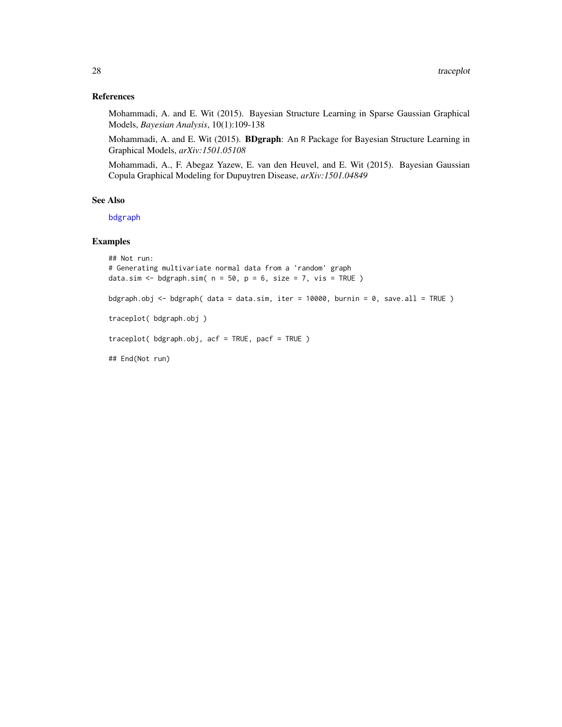## References

Mohammadi, A. and E. Wit (2015). Bayesian Structure Learning in Sparse Gaussian Graphical Models, *Bayesian Analysis*, 10(1):109-138

Mohammadi, A. and E. Wit (2015). **BDgraph**: An R Package for Bayesian Structure Learning in Graphical Models, *arXiv:1501.05108*

Mohammadi, A., F. Abegaz Yazew, E. van den Heuvel, and E. Wit (2015). Bayesian Gaussian Copula Graphical Modeling for Dupuytren Disease, *arXiv:1501.04849*

## See Also

bdgraph

## Examples

```
## Not run:
# Generating multivariate normal data from a 'random' graph
data.sim <- bdgraph.sim( n = 50, p = 6, size = 7, vis = TRUE )

bdgraph.obj <- bdgraph( data = data.sim, iter = 10000, burnin = 0, save.all = TRUE )

traceplot( bdgraph.obj )

traceplot( bdgraph.obj, acf = TRUE, pacf = TRUE )

## End(Not run)
```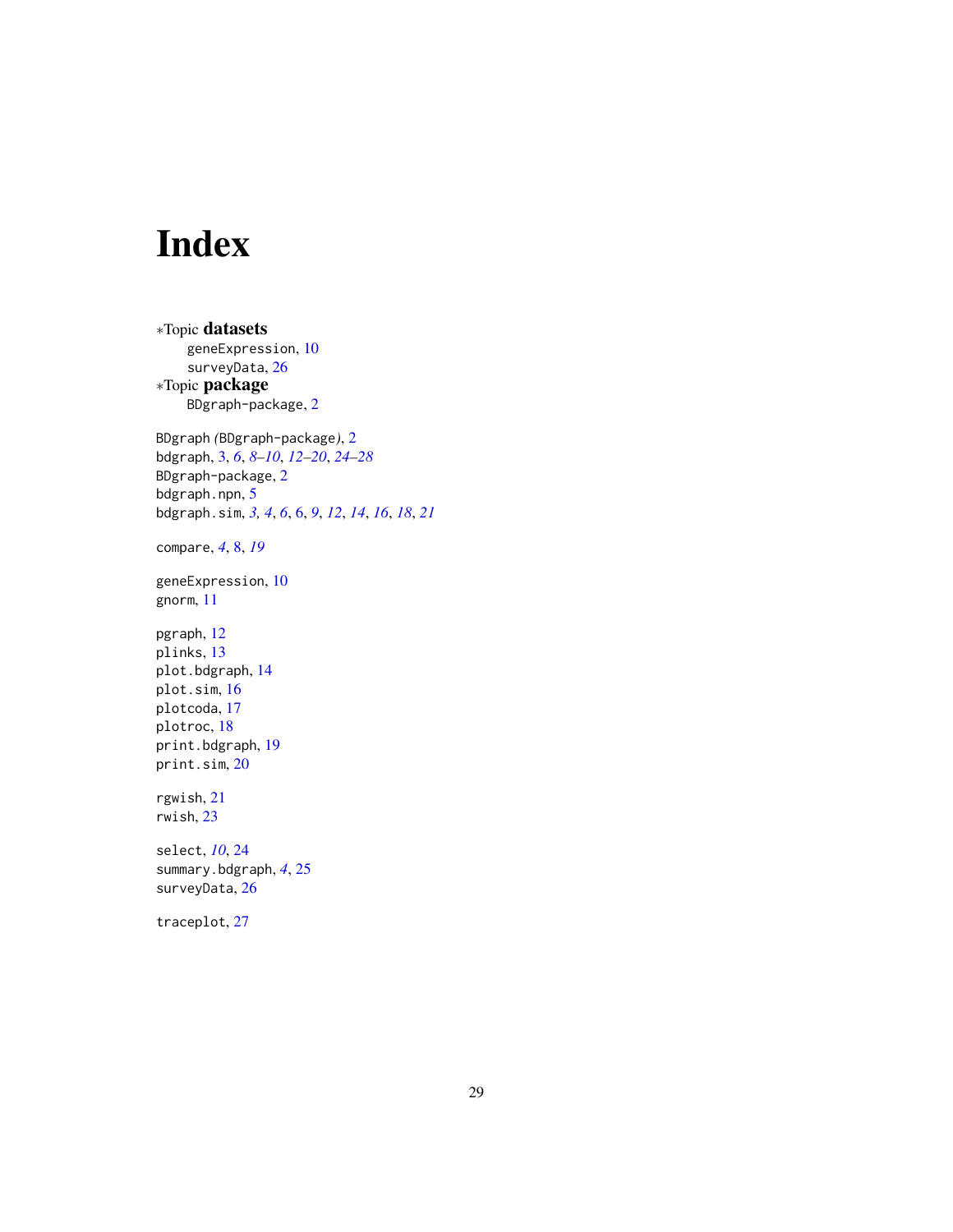# Index

∗Topic **datasets**
- geneExpression, 10
- surveyData, 26

∗Topic **package**
- BDgraph-package, 2

BDgraph (BDgraph-package), 2
bdgraph, 3, *6*, *8–10*, *12–20*, *24–28*
BDgraph-package, 2
bdgraph.npn, 5
bdgraph.sim, *3, 4*, *6*, 6, *9*, *12*, *14*, *16*, *18*, *21*

compare, *4*, 8, *19*

geneExpression, 10
gnorm, 11

pgraph, 12
plinks, 13
plot.bdgraph, 14
plot.sim, 16
plotcoda, 17
plotroc, 18
print.bdgraph, 19
print.sim, 20

rgwish, 21
rwish, 23

select, *10*, 24
summary.bdgraph, *4*, 25
surveyData, 26

traceplot, 27